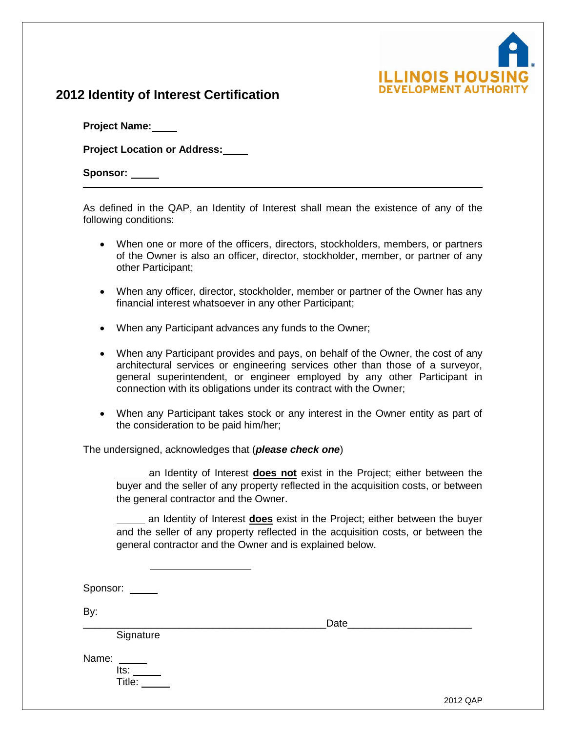ILLINOIS HOUSING DEVELOPMENT AUTHORITY

# 2012 Identity of Interest Certification

**Project Name:** \_\_\_\_

**Project Location or Address:** \_\_\_\_

**Sponsor:** \_\_\_\_

---

As defined in the QAP, an Identity of Interest shall mean the existence of any of the following conditions:

- When one or more of the officers, directors, stockholders, members, or partners of the Owner is also an officer, director, stockholder, member, or partner of any other Participant;
- When any officer, director, stockholder, member or partner of the Owner has any financial interest whatsoever in any other Participant;
- When any Participant advances any funds to the Owner;
- When any Participant provides and pays, on behalf of the Owner, the cost of any architectural services or engineering services other than those of a surveyor, general superintendent, or engineer employed by any other Participant in connection with its obligations under its contract with the Owner;
- When any Participant takes stock or any interest in the Owner entity as part of the consideration to be paid him/her;

The undersigned, acknowledges that (***please check one***)

\_\_\_\_\_ an Identity of Interest **does not** exist in the Project; either between the buyer and the seller of any property reflected in the acquisition costs, or between the general contractor and the Owner.

\_\_\_\_\_ an Identity of Interest **does** exist in the Project; either between the buyer and the seller of any property reflected in the acquisition costs, or between the general contractor and the Owner and is explained below.

\_\_\_\_\_\_\_\_\_\_\_\_\_\_\_\_\_\_\_\_

Sponsor: \_\_\_\_\_

By:

\_\_\_\_\_\_\_\_\_\_\_\_\_\_\_\_\_\_\_\_\_\_\_\_\_\_\_\_\_\_\_\_\_\_\_\_\_\_\_\_\_\_\_\_Date\_\_\_\_\_\_\_\_\_\_\_\_\_\_\_\_\_\_\_\_\_\_

Signature

Name: \_\_\_\_\_

Its: \_\_\_\_\_

Title: \_\_\_\_\_

2012 QAP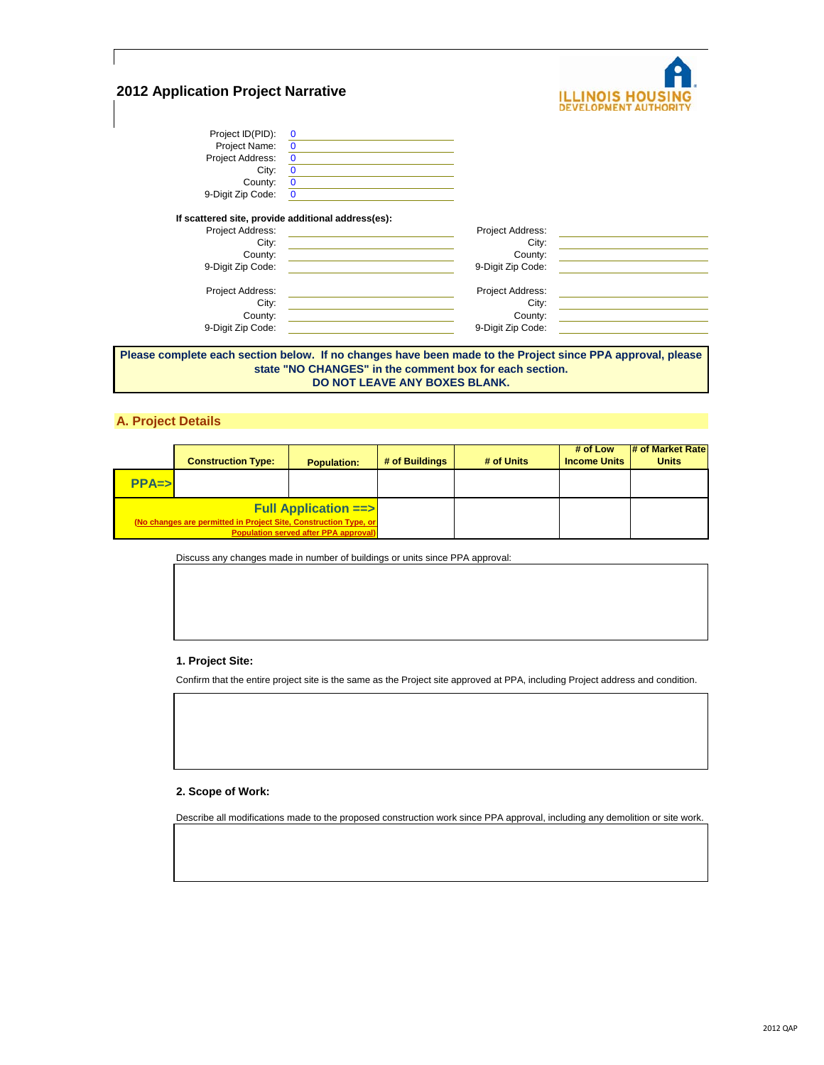# 2012 Application Project Narrative

ILLINOIS HOUSING DEVELOPMENT AUTHORITY

Project ID(PID): 0
Project Name: 0
Project Address: 0
City: 0
County: 0
9-Digit Zip Code: 0

**If scattered site, provide additional address(es):**

Project Address:
City:
County:
9-Digit Zip Code:

Project Address:
City:
County:
9-Digit Zip Code:

Project Address:
City:
County:
9-Digit Zip Code:

Project Address:
City:
County:
9-Digit Zip Code:

**Please complete each section below. If no changes have been made to the Project since PPA approval, please state "NO CHANGES" in the comment box for each section.**
**DO NOT LEAVE ANY BOXES BLANK.**

## A. Project Details

| | Construction Type: | Population: | # of Buildings | # of Units | # of Low Income Units | # of Market Rate Units |
|---|---|---|---|---|---|---|
| PPA=> | | | | | | |
| Full Application ==> (No changes are permitted in Project Site, Construction Type, or Population served after PPA approval) | | | | | | |

Discuss any changes made in number of buildings or units since PPA approval:

### 1. Project Site:

Confirm that the entire project site is the same as the Project site approved at PPA, including Project address and condition.

### 2. Scope of Work:

Describe all modifications made to the proposed construction work since PPA approval, including any demolition or site work.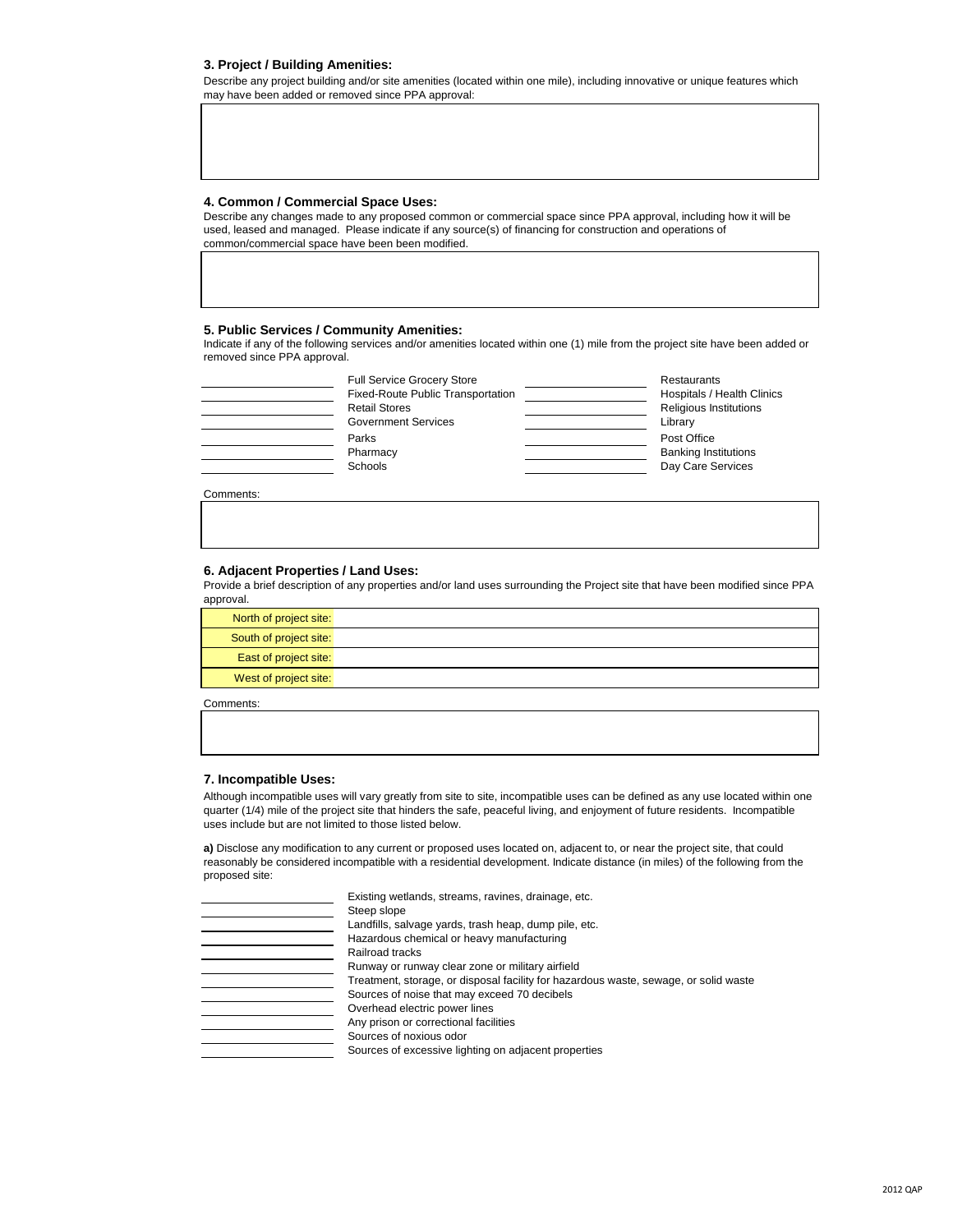### 3. Project / Building Amenities:

Describe any project building and/or site amenities (located within one mile), including innovative or unique features which may have been added or removed since PPA approval:

### 4. Common / Commercial Space Uses:

Describe any changes made to any proposed common or commercial space since PPA approval, including how it will be used, leased and managed. Please indicate if any source(s) of financing for construction and operations of common/commercial space have been been modified.

### 5. Public Services / Community Amenities:

Indicate if any of the following services and/or amenities located within one (1) mile from the project site have been added or removed since PPA approval.

| | | | |
|---|---|---|---|
| ______ | Full Service Grocery Store | ______ | Restaurants |
| ______ | Fixed-Route Public Transportation | ______ | Hospitals / Health Clinics |
| ______ | Retail Stores | ______ | Religious Institutions |
| ______ | Government Services | ______ | Library |
| ______ | Parks | ______ | Post Office |
| ______ | Pharmacy | ______ | Banking Institutions |
| ______ | Schools | ______ | Day Care Services |

Comments:

### 6. Adjacent Properties / Land Uses:

Provide a brief description of any properties and/or land uses surrounding the Project site that have been modified since PPA approval.

| | |
|---|---|
| North of project site: | |
| South of project site: | |
| East of project site: | |
| West of project site: | |

Comments:

### 7. Incompatible Uses:

Although incompatible uses will vary greatly from site to site, incompatible uses can be defined as any use located within one quarter (1/4) mile of the project site that hinders the safe, peaceful living, and enjoyment of future residents. Incompatible uses include but are not limited to those listed below.

**a)** Disclose any modification to any current or proposed uses located on, adjacent to, or near the project site, that could reasonably be considered incompatible with a residential development. Indicate distance (in miles) of the following from the proposed site:

| | |
|---|---|
| ______ | Existing wetlands, streams, ravines, drainage, etc. |
| ______ | Steep slope |
| ______ | Landfills, salvage yards, trash heap, dump pile, etc. |
| ______ | Hazardous chemical or heavy manufacturing |
| ______ | Railroad tracks |
| ______ | Runway or runway clear zone or military airfield |
| ______ | Treatment, storage, or disposal facility for hazardous waste, sewage, or solid waste |
| ______ | Sources of noise that may exceed 70 decibels |
| ______ | Overhead electric power lines |
| ______ | Any prison or correctional facilities |
| ______ | Sources of noxious odor |
| ______ | Sources of excessive lighting on adjacent properties |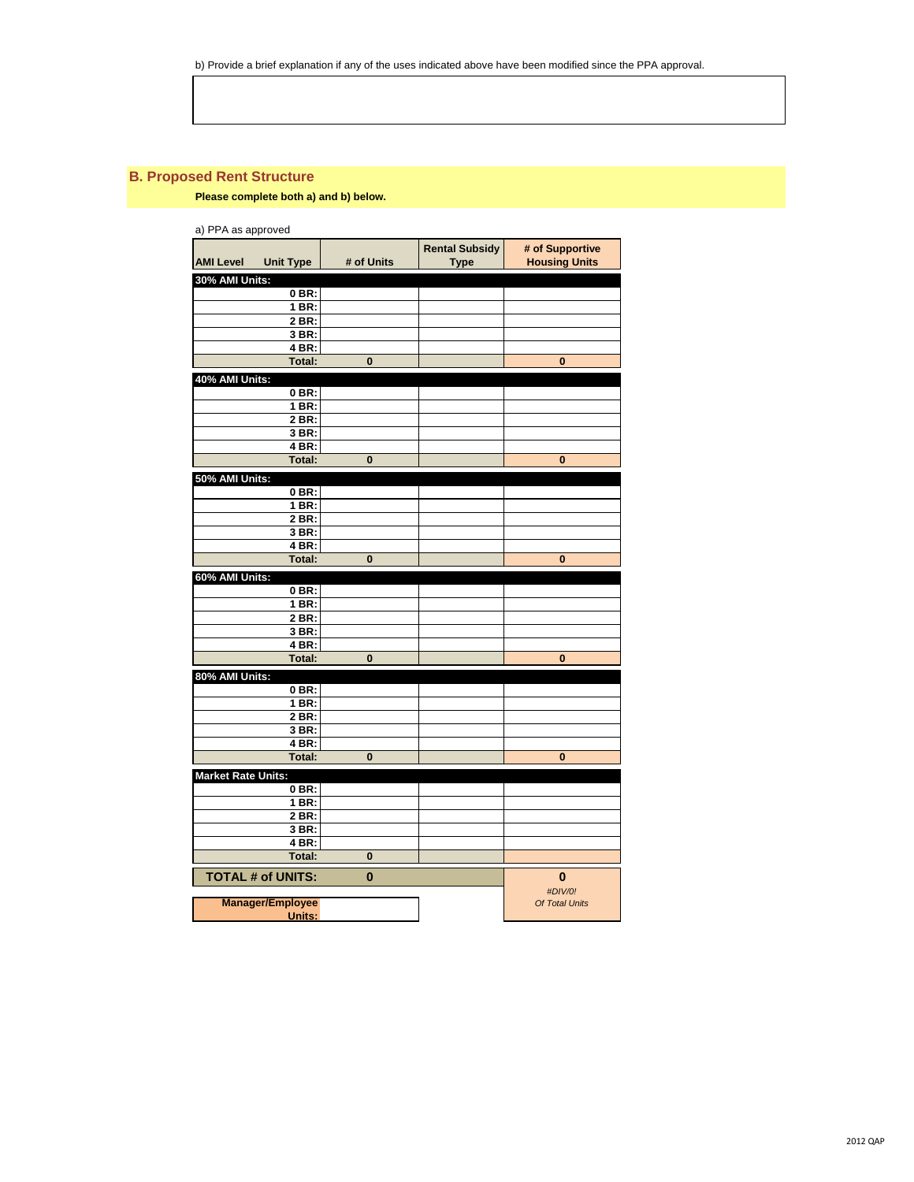b) Provide a brief explanation if any of the uses indicated above have been modified since the PPA approval.

## B. Proposed Rent Structure

**Please complete both a) and b) below.**

a) PPA as approved

| AMI Level | Unit Type | # of Units | Rental Subsidy Type | # of Supportive Housing Units |
|---|---|---|---|---|
| **30% AMI Units:** | | | | |
| | **0 BR:** | | | |
| | **1 BR:** | | | |
| | **2 BR:** | | | |
| | **3 BR:** | | | |
| | **4 BR:** | | | |
| | **Total:** | **0** | | **0** |
| **40% AMI Units:** | | | | |
| | **0 BR:** | | | |
| | **1 BR:** | | | |
| | **2 BR:** | | | |
| | **3 BR:** | | | |
| | **4 BR:** | | | |
| | **Total:** | **0** | | **0** |
| **50% AMI Units:** | | | | |
| | **0 BR:** | | | |
| | **1 BR:** | | | |
| | **2 BR:** | | | |
| | **3 BR:** | | | |
| | **4 BR:** | | | |
| | **Total:** | **0** | | **0** |
| **60% AMI Units:** | | | | |
| | **0 BR:** | | | |
| | **1 BR:** | | | |
| | **2 BR:** | | | |
| | **3 BR:** | | | |
| | **4 BR:** | | | |
| | **Total:** | **0** | | **0** |
| **80% AMI Units:** | | | | |
| | **0 BR:** | | | |
| | **1 BR:** | | | |
| | **2 BR:** | | | |
| | **3 BR:** | | | |
| | **4 BR:** | | | |
| | **Total:** | **0** | | **0** |
| **Market Rate Units:** | | | | |
| | **0 BR:** | | | |
| | **1 BR:** | | | |
| | **2 BR:** | | | |
| | **3 BR:** | | | |
| | **4 BR:** | | | |
| | **Total:** | **0** | | |
| **TOTAL # of UNITS:** | | **0** | | **0** <br> *#DIV/0!* <br> *Of Total Units* |
| **Manager/Employee Units:** | | | | |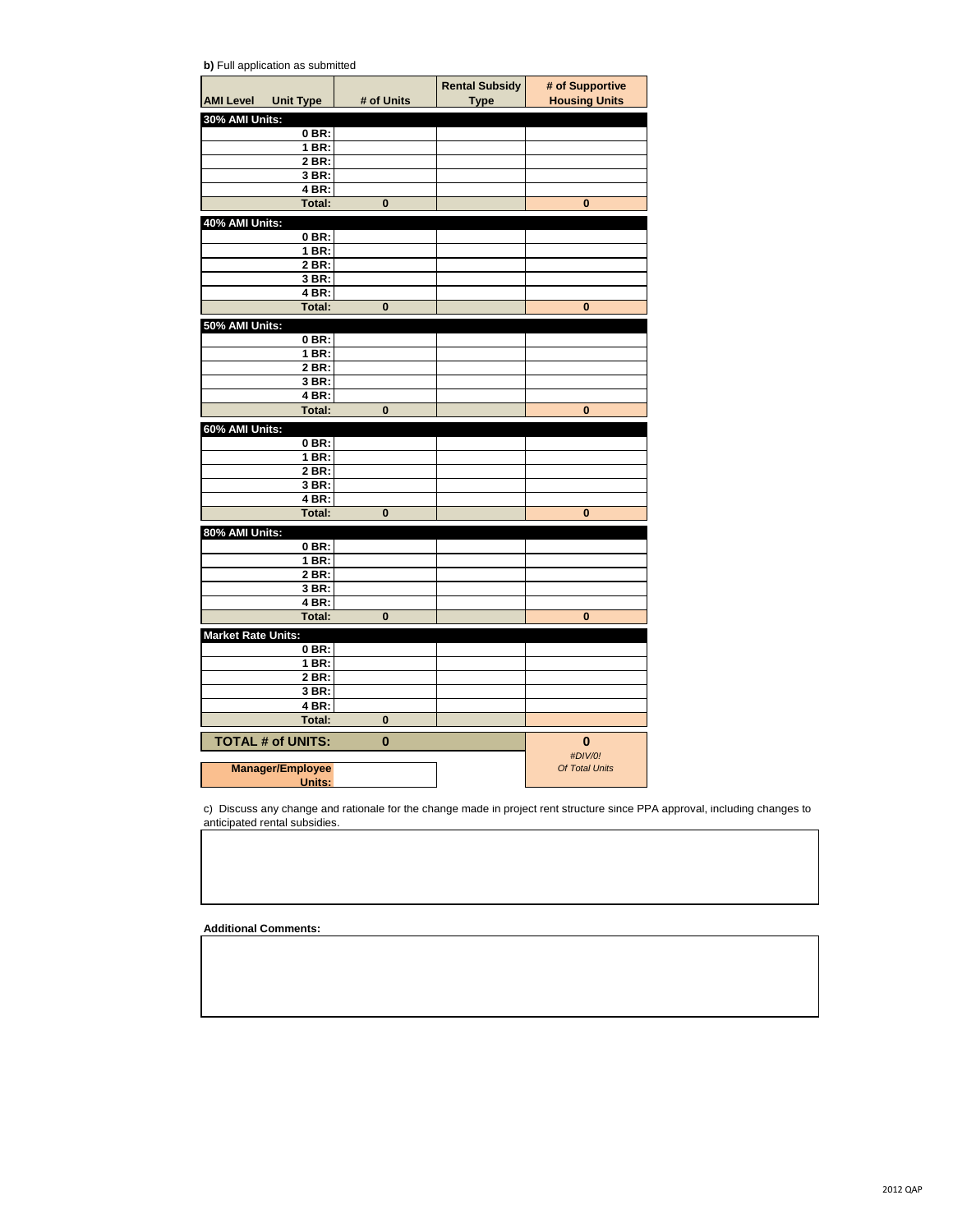**b)** Full application as submitted

| AMI Level | Unit Type | # of Units | Rental Subsidy Type | # of Supportive Housing Units |
|---|---|---|---|---|
| **30% AMI Units:** | | | | |
| | 0 BR: | | | |
| | 1 BR: | | | |
| | 2 BR: | | | |
| | 3 BR: | | | |
| | 4 BR: | | | |
| | Total: | 0 | | 0 |
| **40% AMI Units:** | | | | |
| | 0 BR: | | | |
| | 1 BR: | | | |
| | 2 BR: | | | |
| | 3 BR: | | | |
| | 4 BR: | | | |
| | Total: | 0 | | 0 |
| **50% AMI Units:** | | | | |
| | 0 BR: | | | |
| | 1 BR: | | | |
| | 2 BR: | | | |
| | 3 BR: | | | |
| | 4 BR: | | | |
| | Total: | 0 | | 0 |
| **60% AMI Units:** | | | | |
| | 0 BR: | | | |
| | 1 BR: | | | |
| | 2 BR: | | | |
| | 3 BR: | | | |
| | 4 BR: | | | |
| | Total: | 0 | | 0 |
| **80% AMI Units:** | | | | |
| | 0 BR: | | | |
| | 1 BR: | | | |
| | 2 BR: | | | |
| | 3 BR: | | | |
| | 4 BR: | | | |
| | Total: | 0 | | 0 |
| **Market Rate Units:** | | | | |
| | 0 BR: | | | |
| | 1 BR: | | | |
| | 2 BR: | | | |
| | 3 BR: | | | |
| | 4 BR: | | | |
| | Total: | 0 | | |
| **TOTAL # of UNITS:** | | 0 | | 0<br>*#DIV/0!*<br>*Of Total Units* |
| **Manager/Employee Units:** | | | | |

c) Discuss any change and rationale for the change made in project rent structure since PPA approval, including changes to anticipated rental subsidies.

**Additional Comments:**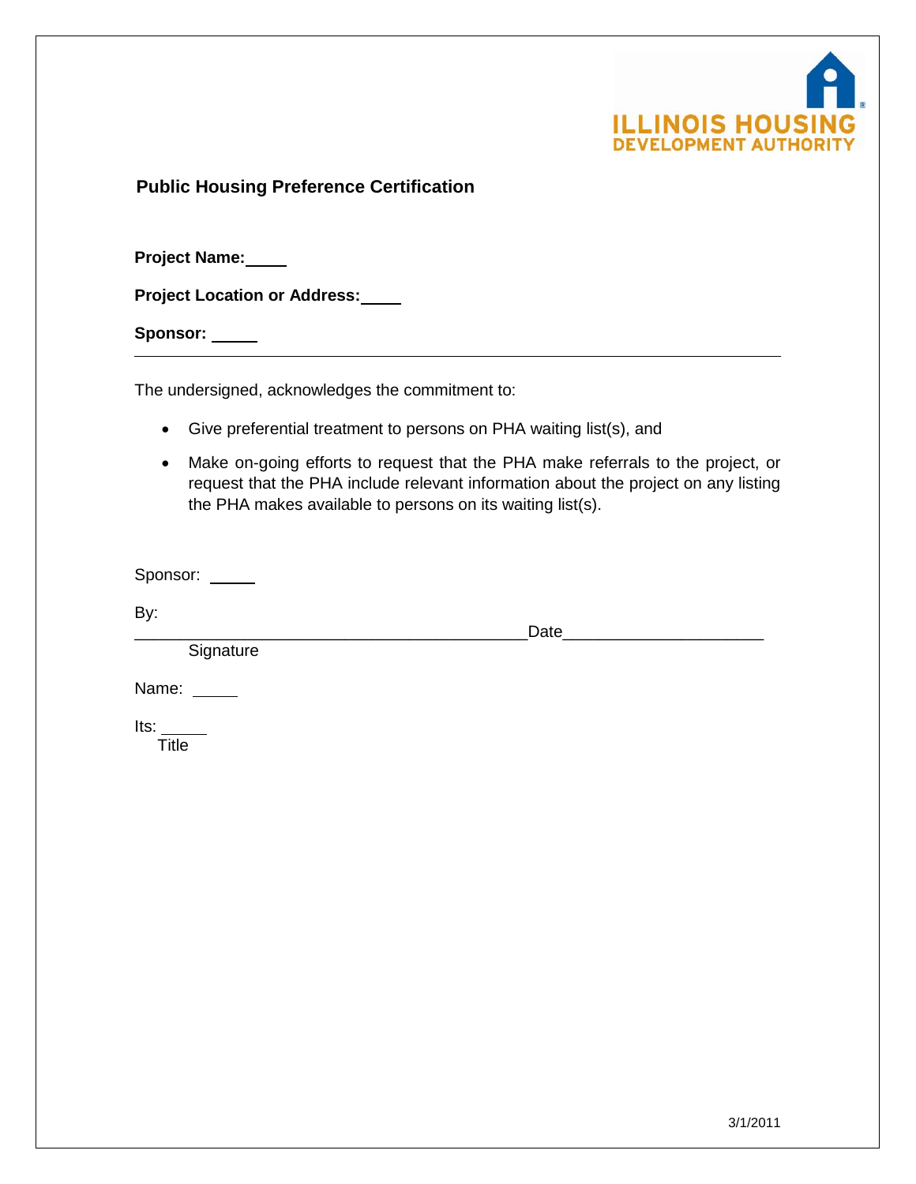ILLINOIS HOUSING DEVELOPMENT AUTHORITY

**Public Housing Preference Certification**

**Project Name:** ____

**Project Location or Address:** ____

**Sponsor:** ____

---

The undersigned, acknowledges the commitment to:

- Give preferential treatment to persons on PHA waiting list(s), and
- Make on-going efforts to request that the PHA make referrals to the project, or request that the PHA include relevant information about the project on any listing the PHA makes available to persons on its waiting list(s).

Sponsor: ____

By:

____________________________________________ Date______________________

Signature

Name: ____

Its: ____
Title

3/1/2011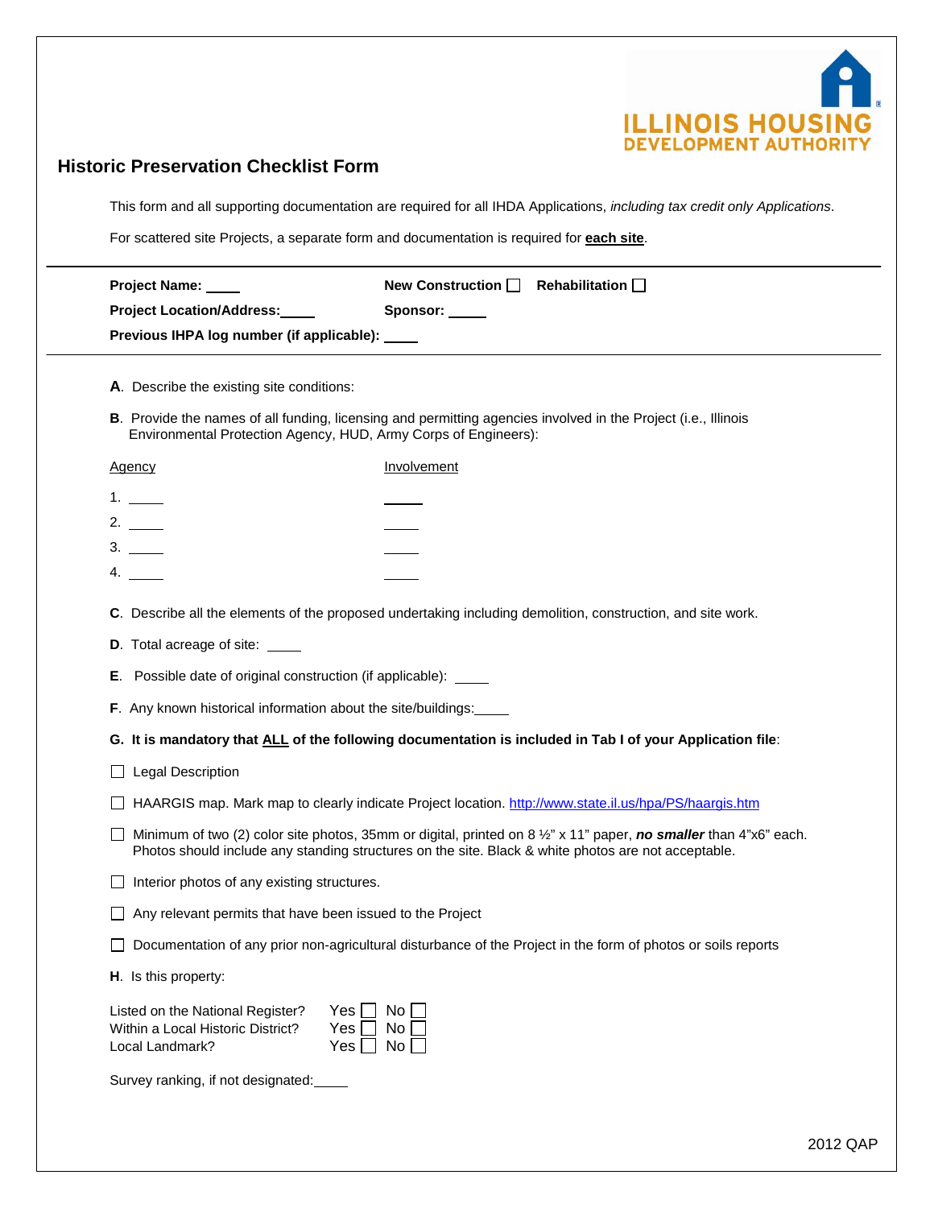ILLINOIS HOUSING DEVELOPMENT AUTHORITY

## Historic Preservation Checklist Form

This form and all supporting documentation are required for all IHDA Applications, *including tax credit only Applications*.

For scattered site Projects, a separate form and documentation is required for **each site**.

---

**Project Name:** ____ **New Construction** ☐ **Rehabilitation** ☐

**Project Location/Address:**____ **Sponsor:** ____

**Previous IHPA log number (if applicable):** ____

---

**A**. Describe the existing site conditions:

**B**. Provide the names of all funding, licensing and permitting agencies involved in the Project (i.e., Illinois Environmental Protection Agency, HUD, Army Corps of Engineers):

| Agency | Involvement |
|---|---|
| 1. ____ | ____ |
| 2. ____ | ____ |
| 3. ____ | ____ |
| 4. ____ | ____ |

**C**. Describe all the elements of the proposed undertaking including demolition, construction, and site work.

**D**. Total acreage of site: ____

**E**. Possible date of original construction (if applicable): ____

**F**. Any known historical information about the site/buildings:____

**G. It is mandatory that ALL of the following documentation is included in Tab I of your Application file**:

☐ Legal Description

☐ HAARGIS map. Mark map to clearly indicate Project location. http://www.state.il.us/hpa/PS/haargis.htm

☐ Minimum of two (2) color site photos, 35mm or digital, printed on 8 ½" x 11" paper, ***no smaller*** than 4"x6" each. Photos should include any standing structures on the site. Black & white photos are not acceptable.

☐ Interior photos of any existing structures.

☐ Any relevant permits that have been issued to the Project

☐ Documentation of any prior non-agricultural disturbance of the Project in the form of photos or soils reports

**H**. Is this property:

Listed on the National Register? Yes ☐ No ☐
Within a Local Historic District? Yes ☐ No ☐
Local Landmark? Yes ☐ No ☐

Survey ranking, if not designated:____

2012 QAP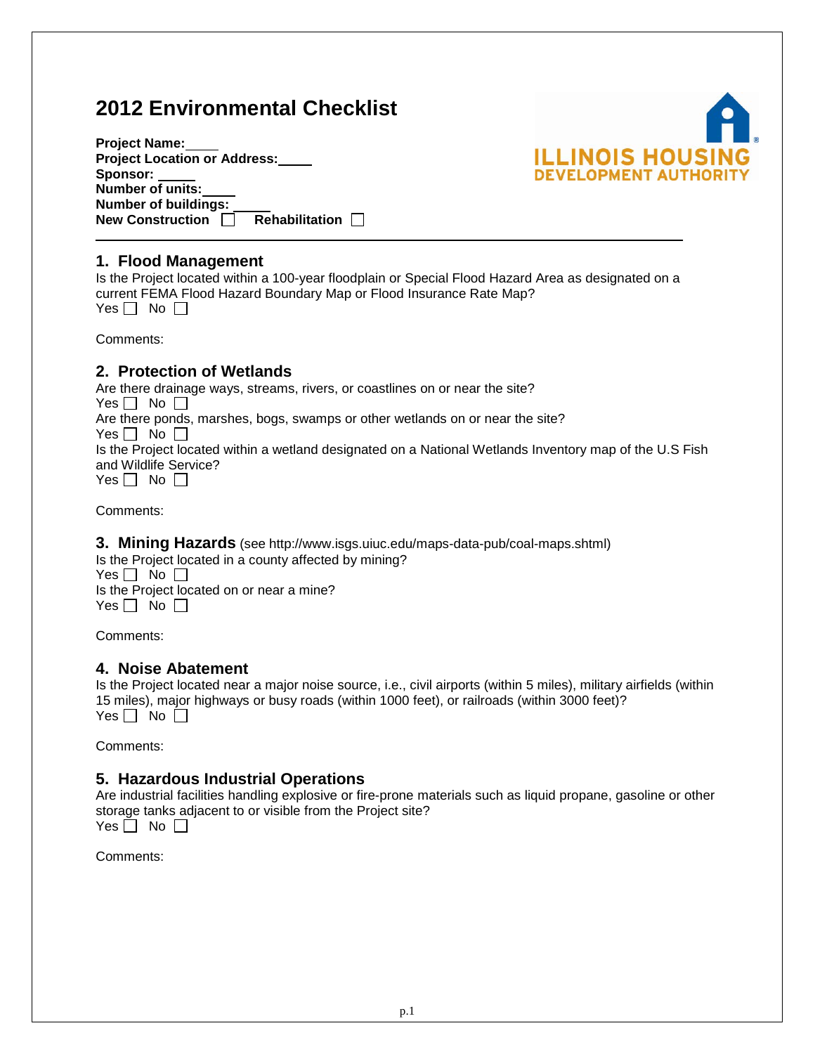# 2012 Environmental Checklist

**Project Name:**\_\_\_\_\_
**Project Location or Address:**\_\_\_\_\_
**Sponsor:** \_\_\_\_\_\_
**Number of units:**\_\_\_\_\_
**Number of buildings:** \_\_\_\_\_\_
**New Construction** ☐ **Rehabilitation** ☐

ILLINOIS HOUSING DEVELOPMENT AUTHORITY

---

## 1. Flood Management

Is the Project located within a 100-year floodplain or Special Flood Hazard Area as designated on a current FEMA Flood Hazard Boundary Map or Flood Insurance Rate Map?
Yes ☐ No ☐

Comments:

## 2. Protection of Wetlands

Are there drainage ways, streams, rivers, or coastlines on or near the site?
Yes ☐ No ☐
Are there ponds, marshes, bogs, swamps or other wetlands on or near the site?
Yes ☐ No ☐
Is the Project located within a wetland designated on a National Wetlands Inventory map of the U.S Fish and Wildlife Service?
Yes ☐ No ☐

Comments:

## 3. Mining Hazards (see http://www.isgs.uiuc.edu/maps-data-pub/coal-maps.shtml)

Is the Project located in a county affected by mining?
Yes ☐ No ☐
Is the Project located on or near a mine?
Yes ☐ No ☐

Comments:

## 4. Noise Abatement

Is the Project located near a major noise source, i.e., civil airports (within 5 miles), military airfields (within 15 miles), major highways or busy roads (within 1000 feet), or railroads (within 3000 feet)?
Yes ☐ No ☐

Comments:

## 5. Hazardous Industrial Operations

Are industrial facilities handling explosive or fire-prone materials such as liquid propane, gasoline or other storage tanks adjacent to or visible from the Project site?
Yes ☐ No ☐

Comments: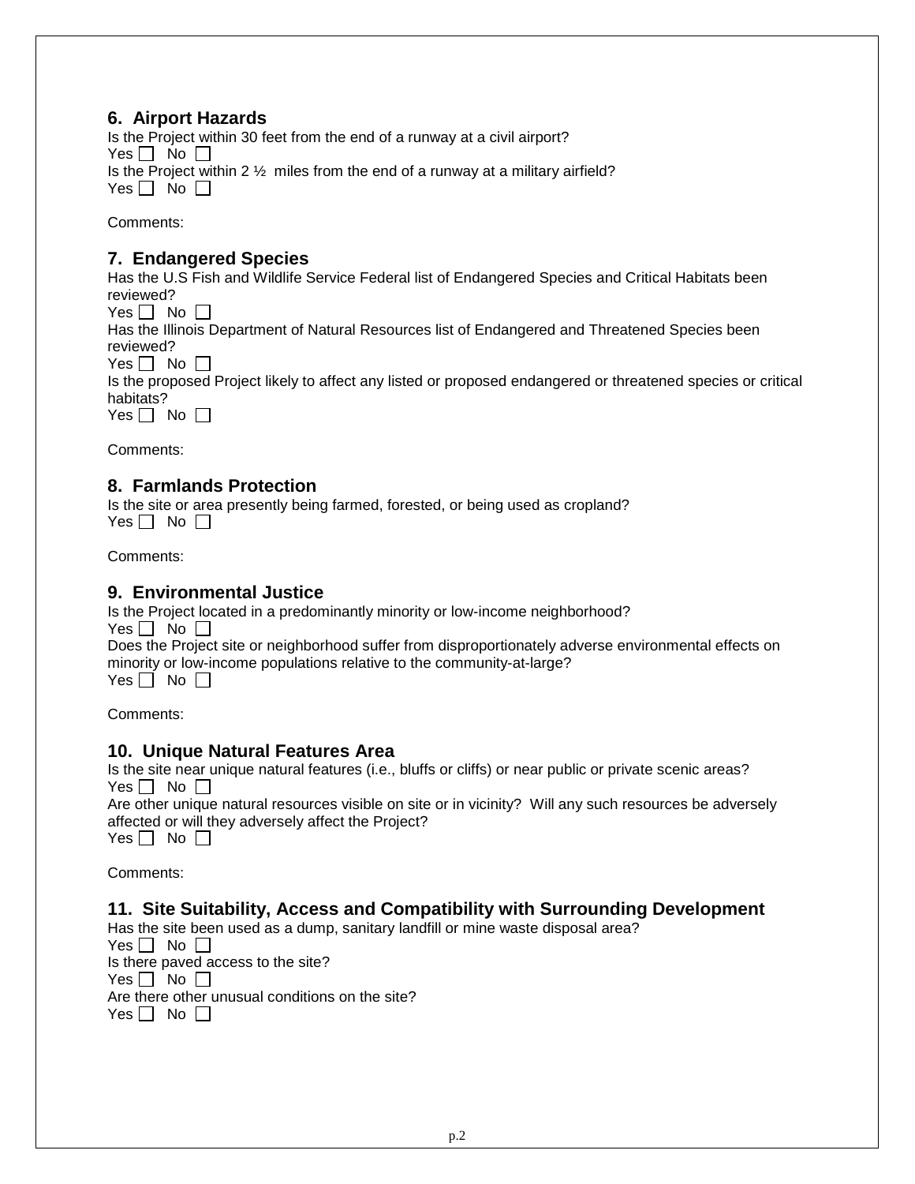## 6. Airport Hazards

Is the Project within 30 feet from the end of a runway at a civil airport?

Yes ☐ No ☐

Is the Project within 2 ½ miles from the end of a runway at a military airfield?

Yes ☐ No ☐

Comments:

## 7. Endangered Species

Has the U.S Fish and Wildlife Service Federal list of Endangered Species and Critical Habitats been reviewed?

Yes ☐ No ☐

Has the Illinois Department of Natural Resources list of Endangered and Threatened Species been reviewed?

Yes ☐ No ☐

Is the proposed Project likely to affect any listed or proposed endangered or threatened species or critical habitats?

Yes ☐ No ☐

Comments:

## 8. Farmlands Protection

Is the site or area presently being farmed, forested, or being used as cropland?

Yes ☐ No ☐

Comments:

## 9. Environmental Justice

Is the Project located in a predominantly minority or low-income neighborhood?

Yes ☐ No ☐

Does the Project site or neighborhood suffer from disproportionately adverse environmental effects on minority or low-income populations relative to the community-at-large?

Yes ☐ No ☐

Comments:

## 10. Unique Natural Features Area

Is the site near unique natural features (i.e., bluffs or cliffs) or near public or private scenic areas?

Yes ☐ No ☐

Are other unique natural resources visible on site or in vicinity? Will any such resources be adversely affected or will they adversely affect the Project?

Yes ☐ No ☐

Comments:

## 11. Site Suitability, Access and Compatibility with Surrounding Development

Has the site been used as a dump, sanitary landfill or mine waste disposal area?

Yes ☐ No ☐

Is there paved access to the site?

Yes ☐ No ☐

Are there other unusual conditions on the site?

Yes ☐ No ☐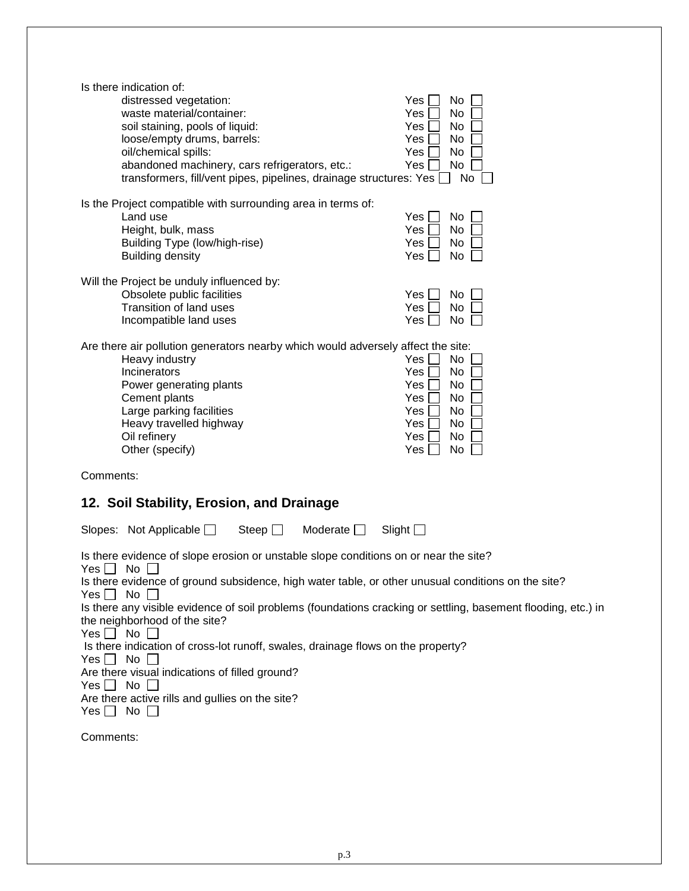Is there indication of:

| | |
|---|---|
| distressed vegetation: | Yes ☐ No ☐ |
| waste material/container: | Yes ☐ No ☐ |
| soil staining, pools of liquid: | Yes ☐ No ☐ |
| loose/empty drums, barrels: | Yes ☐ No ☐ |
| oil/chemical spills: | Yes ☐ No ☐ |
| abandoned machinery, cars refrigerators, etc.: | Yes ☐ No ☐ |
| transformers, fill/vent pipes, pipelines, drainage structures: | Yes ☐ No ☐ |

Is the Project compatible with surrounding area in terms of:

| | |
|---|---|
| Land use | Yes ☐ No ☐ |
| Height, bulk, mass | Yes ☐ No ☐ |
| Building Type (low/high-rise) | Yes ☐ No ☐ |
| Building density | Yes ☐ No ☐ |

Will the Project be unduly influenced by:

| | |
|---|---|
| Obsolete public facilities | Yes ☐ No ☐ |
| Transition of land uses | Yes ☐ No ☐ |
| Incompatible land uses | Yes ☐ No ☐ |

Are there air pollution generators nearby which would adversely affect the site:

| | |
|---|---|
| Heavy industry | Yes ☐ No ☐ |
| Incinerators | Yes ☐ No ☐ |
| Power generating plants | Yes ☐ No ☐ |
| Cement plants | Yes ☐ No ☐ |
| Large parking facilities | Yes ☐ No ☐ |
| Heavy travelled highway | Yes ☐ No ☐ |
| Oil refinery | Yes ☐ No ☐ |
| Other (specify) | Yes ☐ No ☐ |

Comments:

## 12. Soil Stability, Erosion, and Drainage

Slopes: Not Applicable ☐ Steep ☐ Moderate ☐ Slight ☐

Is there evidence of slope erosion or unstable slope conditions on or near the site?
Yes ☐ No ☐

Is there evidence of ground subsidence, high water table, or other unusual conditions on the site?
Yes ☐ No ☐

Is there any visible evidence of soil problems (foundations cracking or settling, basement flooding, etc.) in the neighborhood of the site?
Yes ☐ No ☐

Is there indication of cross-lot runoff, swales, drainage flows on the property?
Yes ☐ No ☐

Are there visual indications of filled ground?
Yes ☐ No ☐

Are there active rills and gullies on the site?
Yes ☐ No ☐

Comments: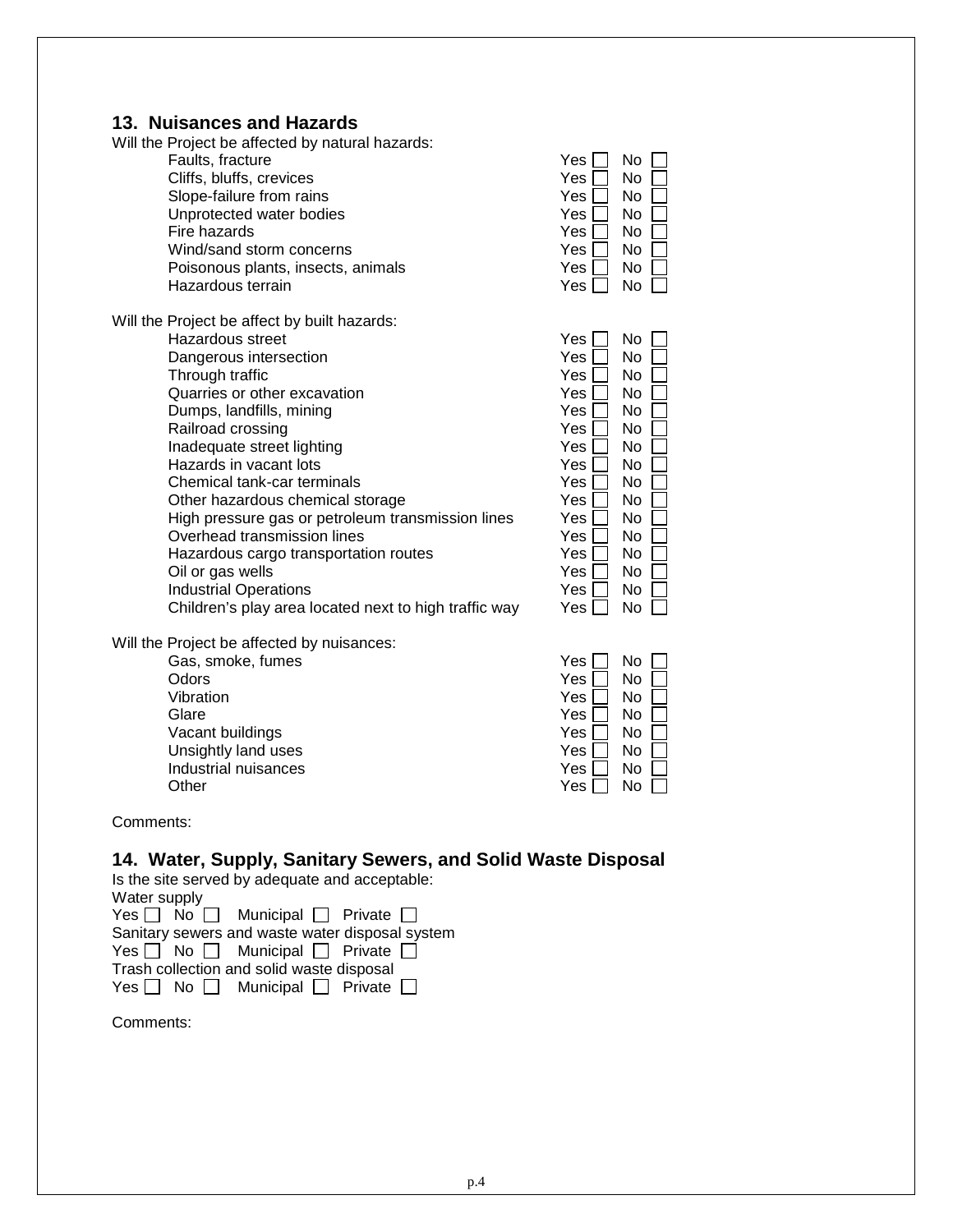## 13. Nuisances and Hazards

Will the Project be affected by natural hazards:

| | | |
|---|---|---|
| Faults, fracture | Yes ☐ | No ☐ |
| Cliffs, bluffs, crevices | Yes ☐ | No ☐ |
| Slope-failure from rains | Yes ☐ | No ☐ |
| Unprotected water bodies | Yes ☐ | No ☐ |
| Fire hazards | Yes ☐ | No ☐ |
| Wind/sand storm concerns | Yes ☐ | No ☐ |
| Poisonous plants, insects, animals | Yes ☐ | No ☐ |
| Hazardous terrain | Yes ☐ | No ☐ |

Will the Project be affect by built hazards:

| | | |
|---|---|---|
| Hazardous street | Yes ☐ | No ☐ |
| Dangerous intersection | Yes ☐ | No ☐ |
| Through traffic | Yes ☐ | No ☐ |
| Quarries or other excavation | Yes ☐ | No ☐ |
| Dumps, landfills, mining | Yes ☐ | No ☐ |
| Railroad crossing | Yes ☐ | No ☐ |
| Inadequate street lighting | Yes ☐ | No ☐ |
| Hazards in vacant lots | Yes ☐ | No ☐ |
| Chemical tank-car terminals | Yes ☐ | No ☐ |
| Other hazardous chemical storage | Yes ☐ | No ☐ |
| High pressure gas or petroleum transmission lines | Yes ☐ | No ☐ |
| Overhead transmission lines | Yes ☐ | No ☐ |
| Hazardous cargo transportation routes | Yes ☐ | No ☐ |
| Oil or gas wells | Yes ☐ | No ☐ |
| Industrial Operations | Yes ☐ | No ☐ |
| Children's play area located next to high traffic way | Yes ☐ | No ☐ |

Will the Project be affected by nuisances:

| | | |
|---|---|---|
| Gas, smoke, fumes | Yes ☐ | No ☐ |
| Odors | Yes ☐ | No ☐ |
| Vibration | Yes ☐ | No ☐ |
| Glare | Yes ☐ | No ☐ |
| Vacant buildings | Yes ☐ | No ☐ |
| Unsightly land uses | Yes ☐ | No ☐ |
| Industrial nuisances | Yes ☐ | No ☐ |
| Other | Yes ☐ | No ☐ |

Comments:

## 14. Water, Supply, Sanitary Sewers, and Solid Waste Disposal

Is the site served by adequate and acceptable:

Water supply
Yes ☐ No ☐ Municipal ☐ Private ☐

Sanitary sewers and waste water disposal system
Yes ☐ No ☐ Municipal ☐ Private ☐

Trash collection and solid waste disposal
Yes ☐ No ☐ Municipal ☐ Private ☐

Comments: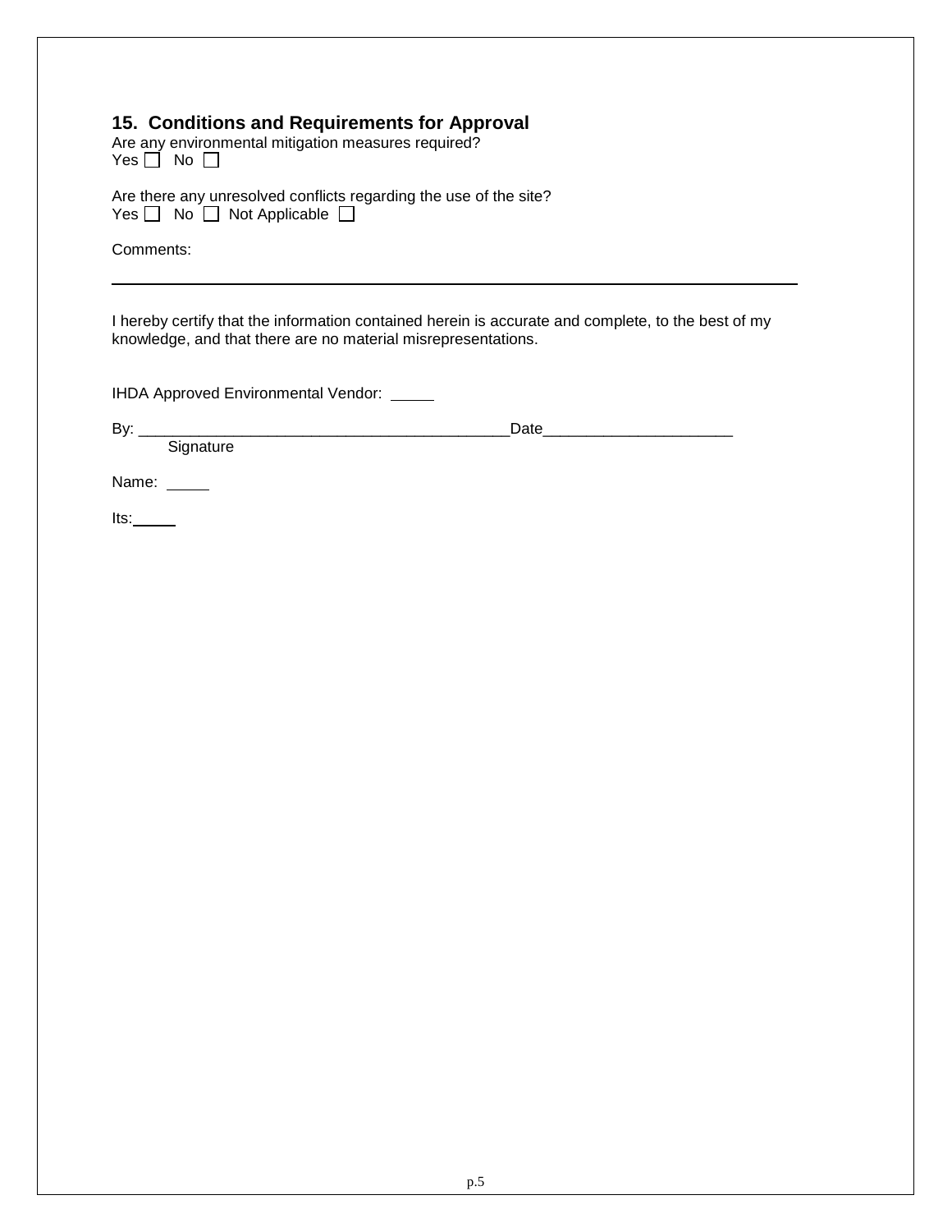## 15. Conditions and Requirements for Approval

Are any environmental mitigation measures required?
Yes ☐ No ☐

Are there any unresolved conflicts regarding the use of the site?
Yes ☐ No ☐ Not Applicable ☐

Comments:

---

I hereby certify that the information contained herein is accurate and complete, to the best of my knowledge, and that there are no material misrepresentations.

IHDA Approved Environmental Vendor: _____

By: ___________________________________________Date______________________
Signature

Name: _____

Its:_____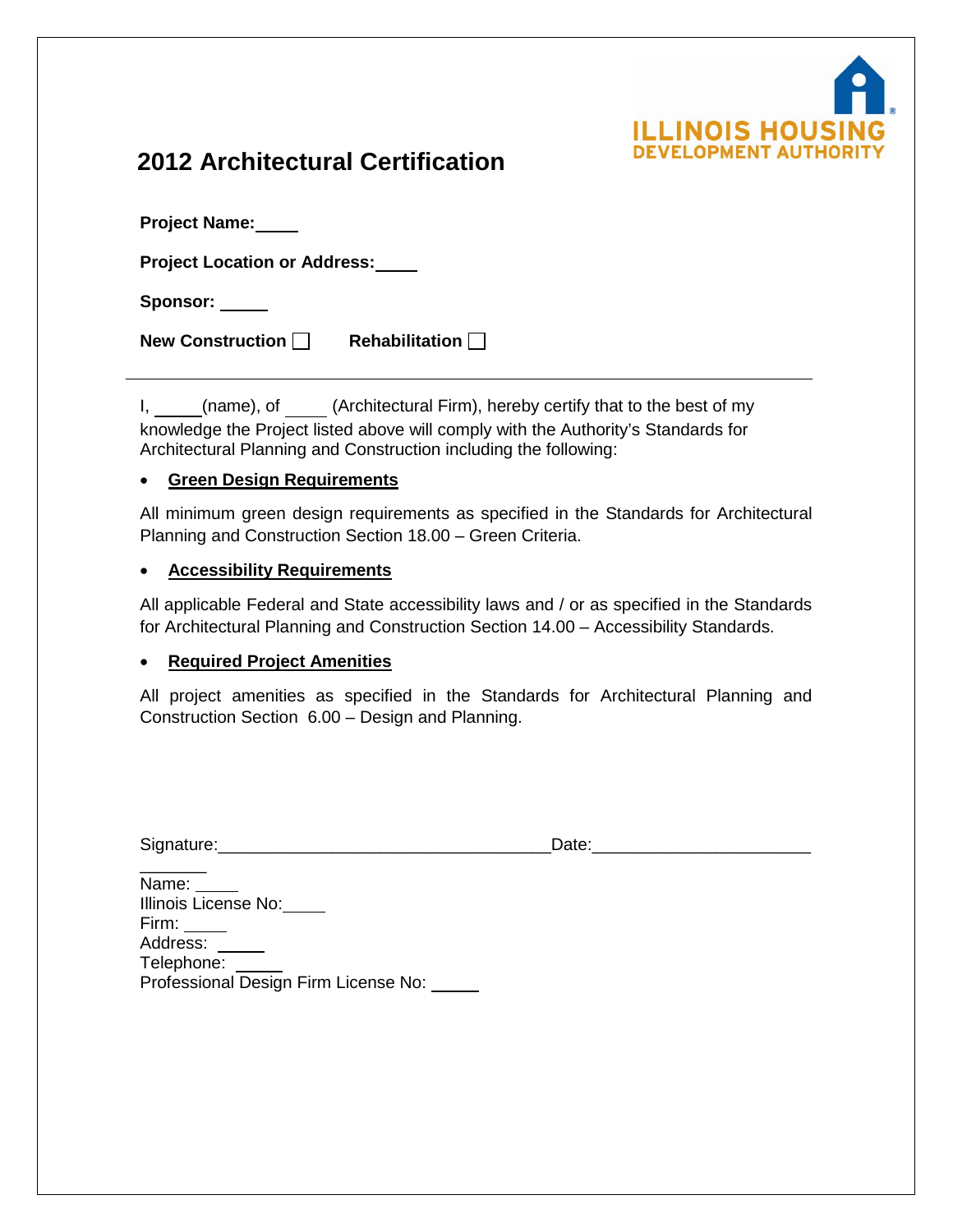ILLINOIS HOUSING DEVELOPMENT AUTHORITY

# 2012 Architectural Certification

**Project Name:**\_\_\_\_\_

**Project Location or Address:**\_\_\_\_\_

**Sponsor:** \_\_\_\_\_

**New Construction** ☐ **Rehabilitation** ☐

---

I, \_\_\_\_\_(name), of \_\_\_\_\_ (Architectural Firm), hereby certify that to the best of my knowledge the Project listed above will comply with the Authority's Standards for Architectural Planning and Construction including the following:

- **Green Design Requirements**

All minimum green design requirements as specified in the Standards for Architectural Planning and Construction Section 18.00 – Green Criteria.

- **Accessibility Requirements**

All applicable Federal and State accessibility laws and / or as specified in the Standards for Architectural Planning and Construction Section 14.00 – Accessibility Standards.

- **Required Project Amenities**

All project amenities as specified in the Standards for Architectural Planning and Construction Section 6.00 – Design and Planning.

Signature:\_\_\_\_\_\_\_\_\_\_\_\_\_\_\_\_\_\_\_\_\_\_\_\_\_\_\_\_\_\_\_\_\_\_\_\_Date:\_\_\_\_\_\_\_\_\_\_\_\_\_\_\_\_\_\_\_\_\_\_\_

Name: \_\_\_\_\_
Illinois License No:\_\_\_\_\_
Firm: \_\_\_\_\_
Address: \_\_\_\_\_
Telephone: \_\_\_\_\_
Professional Design Firm License No: \_\_\_\_\_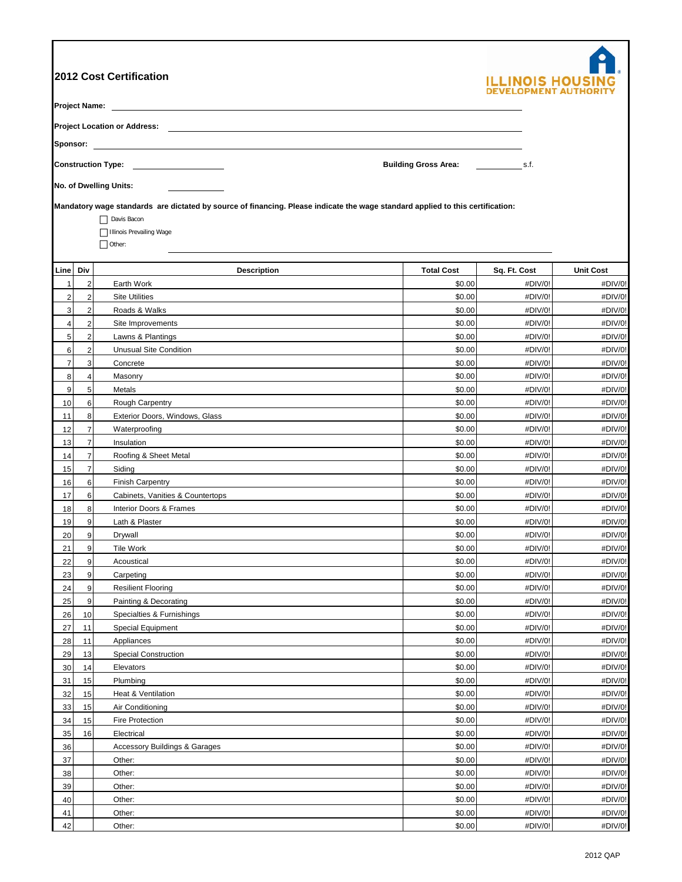## 2012 Cost Certification

ILLINOIS HOUSING DEVELOPMENT AUTHORITY

**Project Name:** ______________________________

**Project Location or Address:** ______________________________

**Sponsor:** ______________________________

**Construction Type:** ____________ **Building Gross Area:** ________ s.f.

**No. of Dwelling Units:** ________

**Mandatory wage standards are dictated by source of financing. Please indicate the wage standard applied to this certification:**

- ☐ Davis Bacon
- ☐ Illinois Prevailing Wage
- ☐ Other: ______________________________

| Line | Div | Description | Total Cost | Sq. Ft. Cost | Unit Cost |
|---|---|---|---|---|---|
| 1 | 2 | Earth Work | $0.00 | #DIV/0! | #DIV/0! |
| 2 | 2 | Site Utilities | $0.00 | #DIV/0! | #DIV/0! |
| 3 | 2 | Roads & Walks | $0.00 | #DIV/0! | #DIV/0! |
| 4 | 2 | Site Improvements | $0.00 | #DIV/0! | #DIV/0! |
| 5 | 2 | Lawns & Plantings | $0.00 | #DIV/0! | #DIV/0! |
| 6 | 2 | Unusual Site Condition | $0.00 | #DIV/0! | #DIV/0! |
| 7 | 3 | Concrete | $0.00 | #DIV/0! | #DIV/0! |
| 8 | 4 | Masonry | $0.00 | #DIV/0! | #DIV/0! |
| 9 | 5 | Metals | $0.00 | #DIV/0! | #DIV/0! |
| 10 | 6 | Rough Carpentry | $0.00 | #DIV/0! | #DIV/0! |
| 11 | 8 | Exterior Doors, Windows, Glass | $0.00 | #DIV/0! | #DIV/0! |
| 12 | 7 | Waterproofing | $0.00 | #DIV/0! | #DIV/0! |
| 13 | 7 | Insulation | $0.00 | #DIV/0! | #DIV/0! |
| 14 | 7 | Roofing & Sheet Metal | $0.00 | #DIV/0! | #DIV/0! |
| 15 | 7 | Siding | $0.00 | #DIV/0! | #DIV/0! |
| 16 | 6 | Finish Carpentry | $0.00 | #DIV/0! | #DIV/0! |
| 17 | 6 | Cabinets, Vanities & Countertops | $0.00 | #DIV/0! | #DIV/0! |
| 18 | 8 | Interior Doors & Frames | $0.00 | #DIV/0! | #DIV/0! |
| 19 | 9 | Lath & Plaster | $0.00 | #DIV/0! | #DIV/0! |
| 20 | 9 | Drywall | $0.00 | #DIV/0! | #DIV/0! |
| 21 | 9 | Tile Work | $0.00 | #DIV/0! | #DIV/0! |
| 22 | 9 | Acoustical | $0.00 | #DIV/0! | #DIV/0! |
| 23 | 9 | Carpeting | $0.00 | #DIV/0! | #DIV/0! |
| 24 | 9 | Resilient Flooring | $0.00 | #DIV/0! | #DIV/0! |
| 25 | 9 | Painting & Decorating | $0.00 | #DIV/0! | #DIV/0! |
| 26 | 10 | Specialties & Furnishings | $0.00 | #DIV/0! | #DIV/0! |
| 27 | 11 | Special Equipment | $0.00 | #DIV/0! | #DIV/0! |
| 28 | 11 | Appliances | $0.00 | #DIV/0! | #DIV/0! |
| 29 | 13 | Special Construction | $0.00 | #DIV/0! | #DIV/0! |
| 30 | 14 | Elevators | $0.00 | #DIV/0! | #DIV/0! |
| 31 | 15 | Plumbing | $0.00 | #DIV/0! | #DIV/0! |
| 32 | 15 | Heat & Ventilation | $0.00 | #DIV/0! | #DIV/0! |
| 33 | 15 | Air Conditioning | $0.00 | #DIV/0! | #DIV/0! |
| 34 | 15 | Fire Protection | $0.00 | #DIV/0! | #DIV/0! |
| 35 | 16 | Electrical | $0.00 | #DIV/0! | #DIV/0! |
| 36 | | Accessory Buildings & Garages | $0.00 | #DIV/0! | #DIV/0! |
| 37 | | Other: | $0.00 | #DIV/0! | #DIV/0! |
| 38 | | Other: | $0.00 | #DIV/0! | #DIV/0! |
| 39 | | Other: | $0.00 | #DIV/0! | #DIV/0! |
| 40 | | Other: | $0.00 | #DIV/0! | #DIV/0! |
| 41 | | Other: | $0.00 | #DIV/0! | #DIV/0! |
| 42 | | Other: | $0.00 | #DIV/0! | #DIV/0! |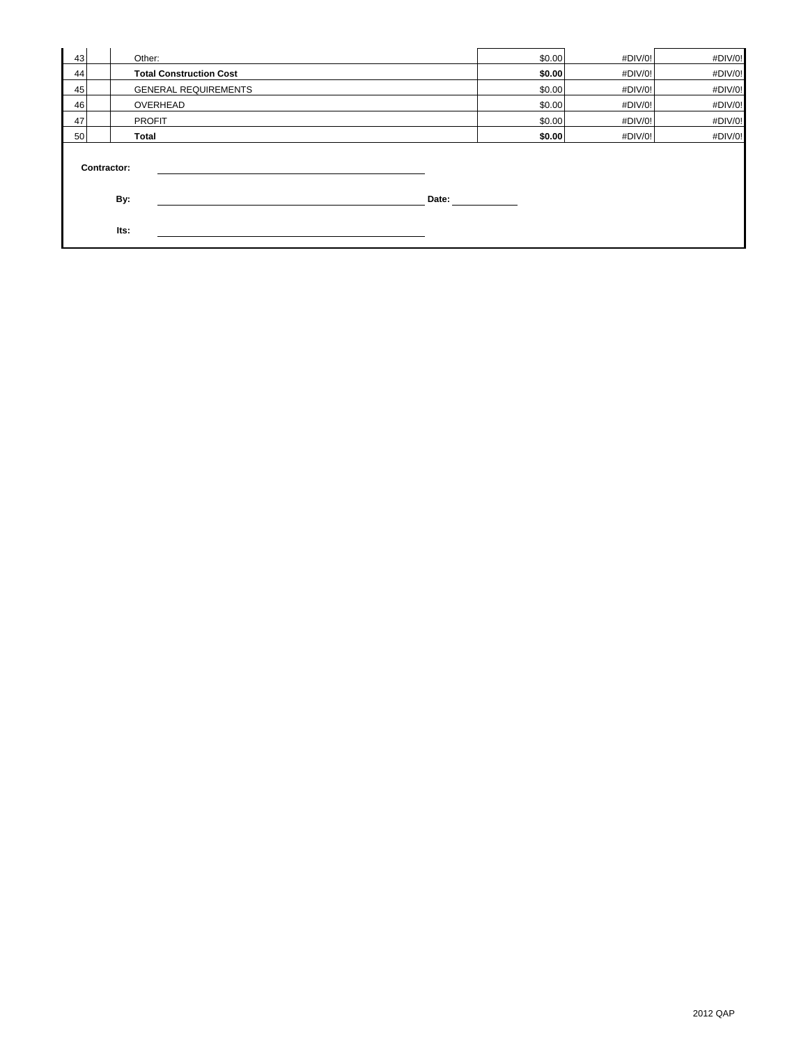| | | | | | |
|---|---|---|---|---|---|
| 43 | | Other: | $0.00 | #DIV/0! | #DIV/0! |
| 44 | | **Total Construction Cost** | **$0.00** | #DIV/0! | #DIV/0! |
| 45 | | GENERAL REQUIREMENTS | $0.00 | #DIV/0! | #DIV/0! |
| 46 | | OVERHEAD | $0.00 | #DIV/0! | #DIV/0! |
| 47 | | PROFIT | $0.00 | #DIV/0! | #DIV/0! |
| 50 | | **Total** | **$0.00** | #DIV/0! | #DIV/0! |

**Contractor:** ______________________________

**By:** ______________________________ **Date:** __________

**Its:** ______________________________

2012 QAP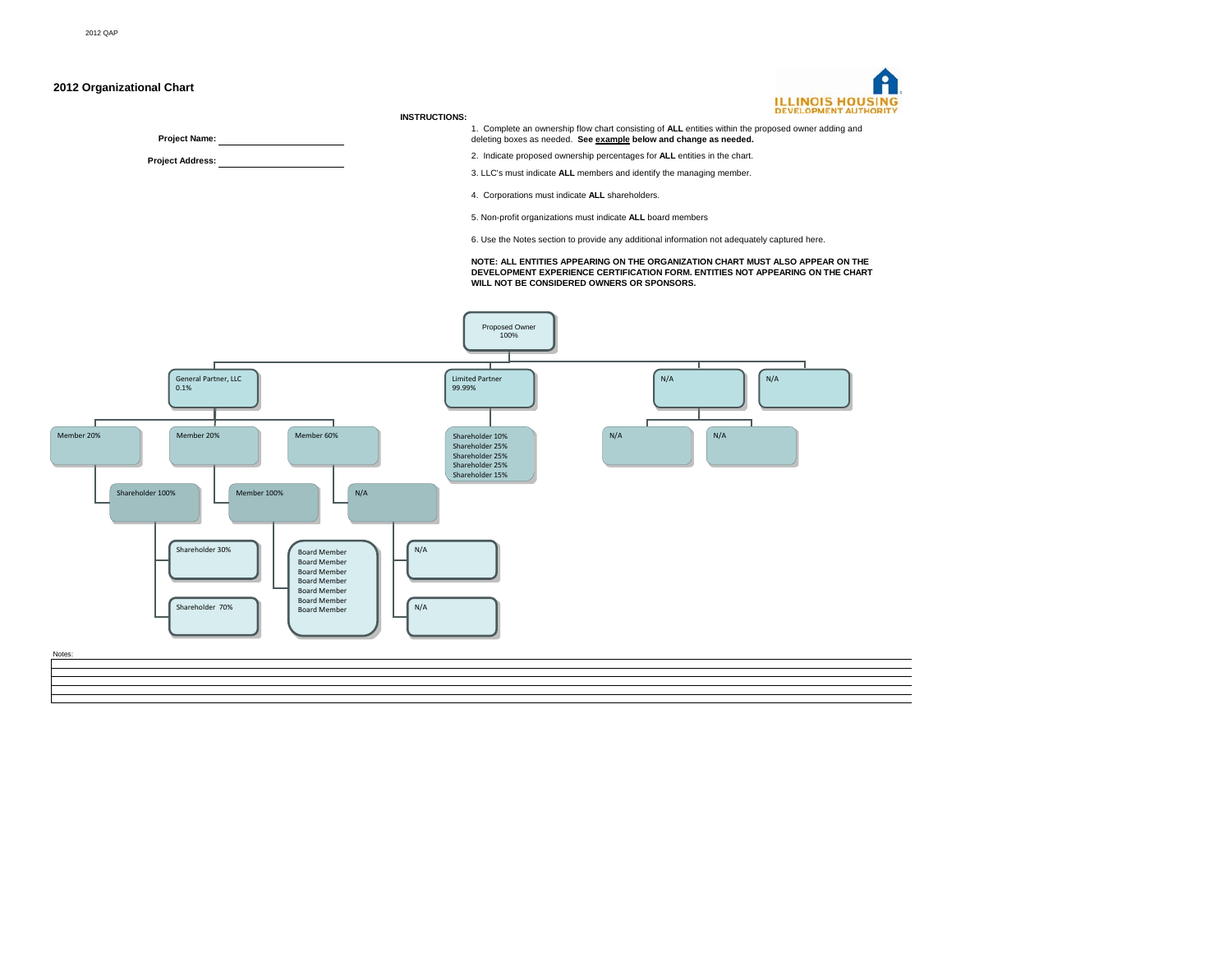## 2012 Organizational Chart

**Project Name:** ____________________

**Project Address:** ____________________

**INSTRUCTIONS:**

1. Complete an ownership flow chart consisting of **ALL** entities within the proposed owner adding and deleting boxes as needed. **See example below and change as needed.**
2. Indicate proposed ownership percentages for **ALL** entities in the chart.
3. LLC's must indicate **ALL** members and identify the managing member.
4. Corporations must indicate **ALL** shareholders.
5. Non-profit organizations must indicate **ALL** board members
6. Use the Notes section to provide any additional information not adequately captured here.

**NOTE: ALL ENTITIES APPEARING ON THE ORGANIZATION CHART MUST ALSO APPEAR ON THE DEVELOPMENT EXPERIENCE CERTIFICATION FORM. ENTITIES NOT APPEARING ON THE CHART WILL NOT BE CONSIDERED OWNERS OR SPONSORS.**

- Proposed Owner 100%
  - General Partner, LLC 0.1%
    - Member 20%
      - Shareholder 100%
        - Shareholder 30%
        - Shareholder 70%
    - Member 20%
      - Member 100%
        - Board Member
        - Board Member
        - Board Member
        - Board Member
        - Board Member
        - Board Member
        - Board Member
    - Member 60%
      - N/A
        - N/A
        - N/A
  - Limited Partner 99.99%
    - Shareholder 10%
    - Shareholder 25%
    - Shareholder 25%
    - Shareholder 25%
    - Shareholder 15%
  - N/A
    - N/A
    - N/A
  - N/A

Notes: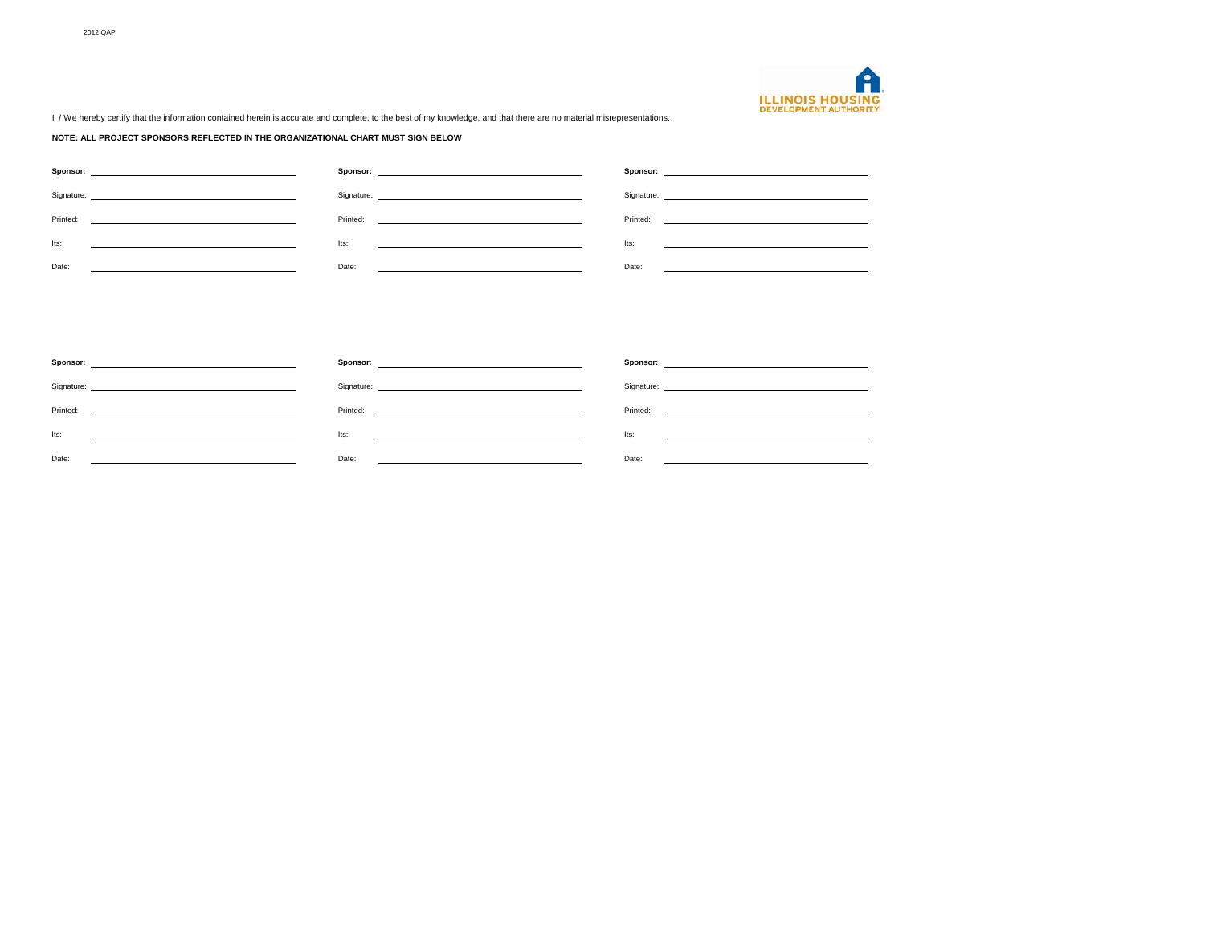I / We hereby certify that the information contained herein is accurate and complete, to the best of my knowledge, and that there are no material misrepresentations.

**NOTE: ALL PROJECT SPONSORS REFLECTED IN THE ORGANIZATIONAL CHART MUST SIGN BELOW**

| | | |
|---|---|---|
| **Sponsor:** ______________________ | **Sponsor:** ______________________ | **Sponsor:** ______________________ |
| Signature: ______________________ | Signature: ______________________ | Signature: ______________________ |
| Printed: ______________________ | Printed: ______________________ | Printed: ______________________ |
| Its: ______________________ | Its: ______________________ | Its: ______________________ |
| Date: ______________________ | Date: ______________________ | Date: ______________________ |

| | | |
|---|---|---|
| **Sponsor:** ______________________ | **Sponsor:** ______________________ | **Sponsor:** ______________________ |
| Signature: ______________________ | Signature: ______________________ | Signature: ______________________ |
| Printed: ______________________ | Printed: ______________________ | Printed: ______________________ |
| Its: ______________________ | Its: ______________________ | Its: ______________________ |
| Date: ______________________ | Date: ______________________ | Date: ______________________ |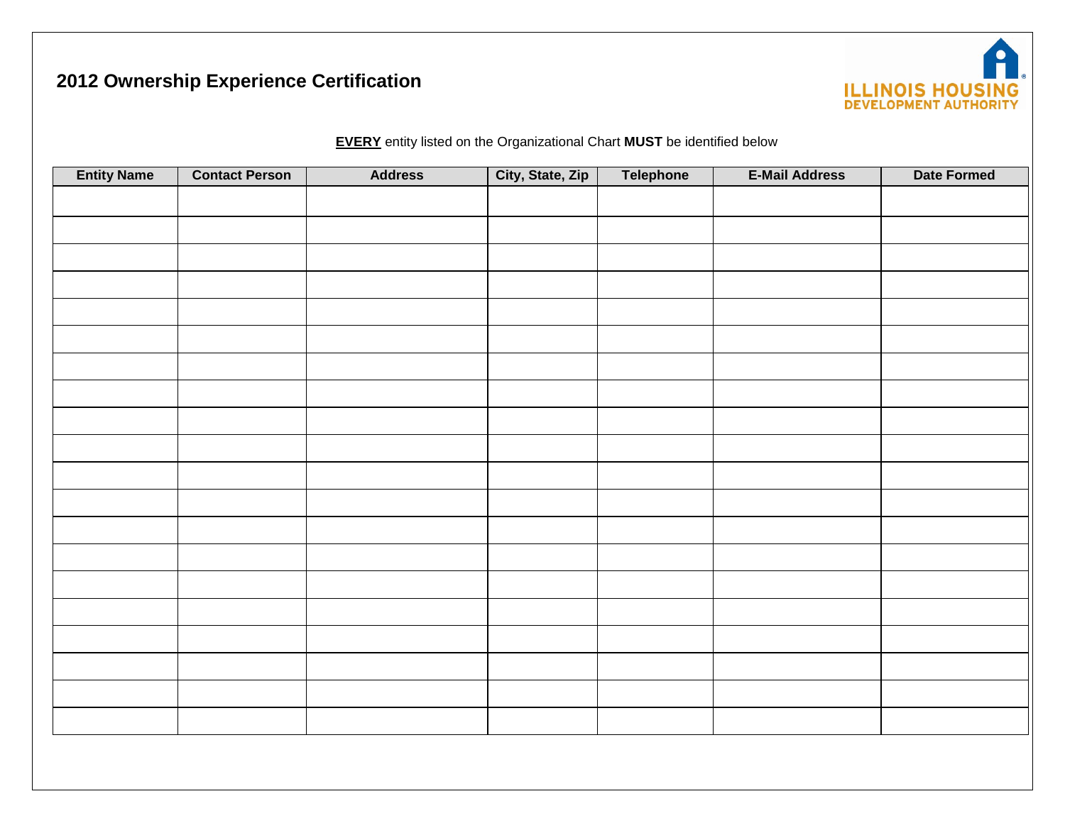# 2012 Ownership Experience Certification

ILLINOIS HOUSING DEVELOPMENT AUTHORITY

**EVERY** entity listed on the Organizational Chart **MUST** be identified below

| Entity Name | Contact Person | Address | City, State, Zip | Telephone | E-Mail Address | Date Formed |
|---|---|---|---|---|---|---|
| | | | | | | |
| | | | | | | |
| | | | | | | |
| | | | | | | |
| | | | | | | |
| | | | | | | |
| | | | | | | |
| | | | | | | |
| | | | | | | |
| | | | | | | |
| | | | | | | |
| | | | | | | |
| | | | | | | |
| | | | | | | |
| | | | | | | |
| | | | | | | |
| | | | | | | |
| | | | | | | |
| | | | | | | |
| | | | | | | |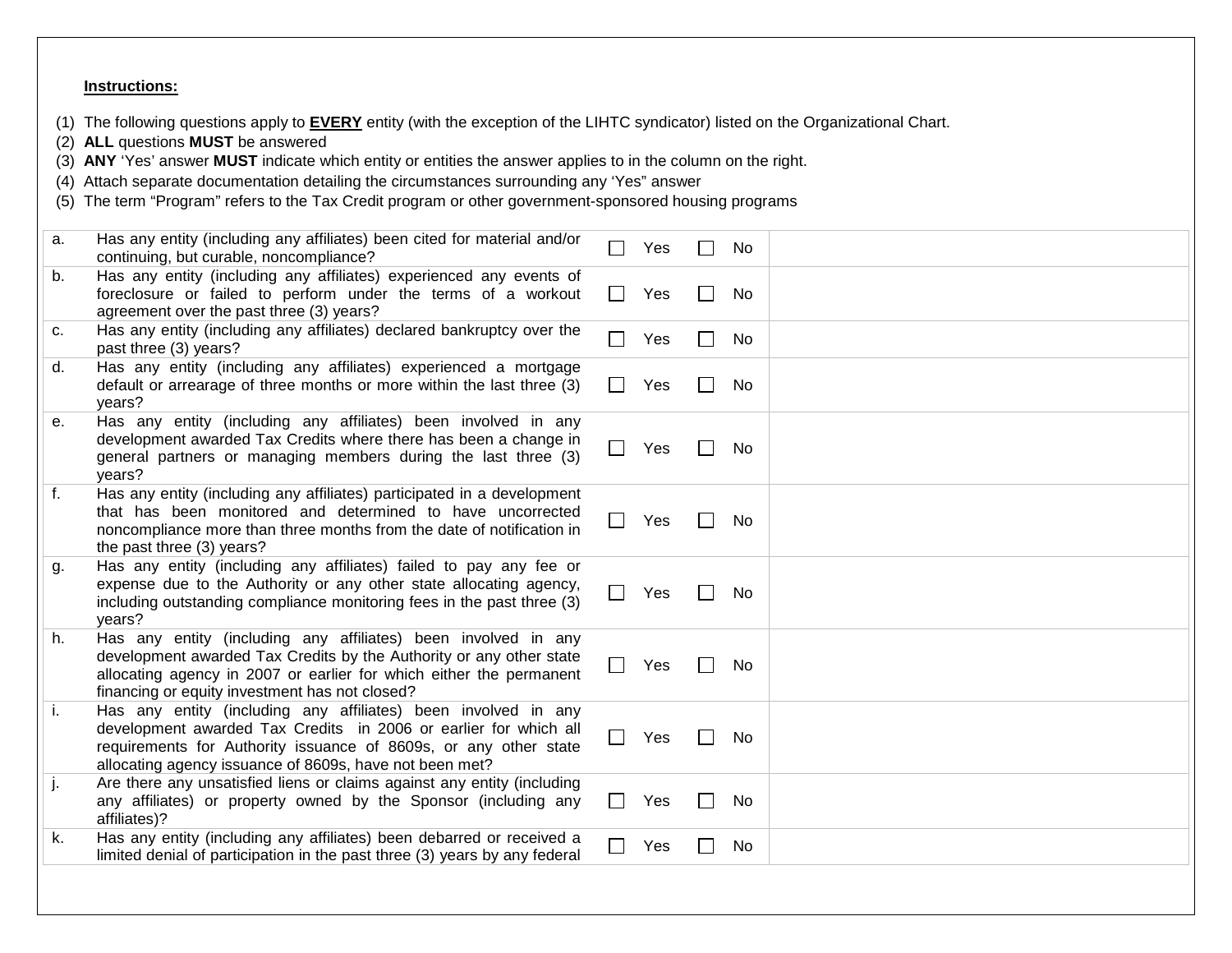**Instructions:**

(1) The following questions apply to **EVERY** entity (with the exception of the LIHTC syndicator) listed on the Organizational Chart.
(2) **ALL** questions **MUST** be answered
(3) **ANY** 'Yes' answer **MUST** indicate which entity or entities the answer applies to in the column on the right.
(4) Attach separate documentation detailing the circumstances surrounding any 'Yes" answer
(5) The term "Program" refers to the Tax Credit program or other government-sponsored housing programs

| | Question | Answer | Entity |
|---|---|---|---|
| a. | Has any entity (including any affiliates) been cited for material and/or continuing, but curable, noncompliance? | ☐ Yes ☐ No | |
| b. | Has any entity (including any affiliates) experienced any events of foreclosure or failed to perform under the terms of a workout agreement over the past three (3) years? | ☐ Yes ☐ No | |
| c. | Has any entity (including any affiliates) declared bankruptcy over the past three (3) years? | ☐ Yes ☐ No | |
| d. | Has any entity (including any affiliates) experienced a mortgage default or arrearage of three months or more within the last three (3) years? | ☐ Yes ☐ No | |
| e. | Has any entity (including any affiliates) been involved in any development awarded Tax Credits where there has been a change in general partners or managing members during the last three (3) years? | ☐ Yes ☐ No | |
| f. | Has any entity (including any affiliates) participated in a development that has been monitored and determined to have uncorrected noncompliance more than three months from the date of notification in the past three (3) years? | ☐ Yes ☐ No | |
| g. | Has any entity (including any affiliates) failed to pay any fee or expense due to the Authority or any other state allocating agency, including outstanding compliance monitoring fees in the past three (3) years? | ☐ Yes ☐ No | |
| h. | Has any entity (including any affiliates) been involved in any development awarded Tax Credits by the Authority or any other state allocating agency in 2007 or earlier for which either the permanent financing or equity investment has not closed? | ☐ Yes ☐ No | |
| i. | Has any entity (including any affiliates) been involved in any development awarded Tax Credits in 2006 or earlier for which all requirements for Authority issuance of 8609s, or any other state allocating agency issuance of 8609s, have not been met? | ☐ Yes ☐ No | |
| j. | Are there any unsatisfied liens or claims against any entity (including any affiliates) or property owned by the Sponsor (including any affiliates)? | ☐ Yes ☐ No | |
| k. | Has any entity (including any affiliates) been debarred or received a limited denial of participation in the past three (3) years by any federal | ☐ Yes ☐ No | |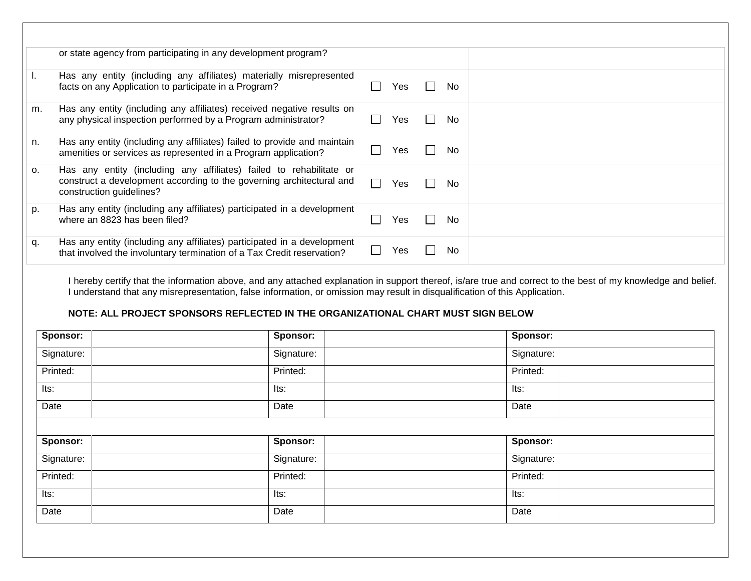| | | | |
|---|---|---|---|
| | or state agency from participating in any development program? | | |
| l. | Has any entity (including any affiliates) materially misrepresented facts on any Application to participate in a Program? | ☐ Yes ☐ No | |
| m. | Has any entity (including any affiliates) received negative results on any physical inspection performed by a Program administrator? | ☐ Yes ☐ No | |
| n. | Has any entity (including any affiliates) failed to provide and maintain amenities or services as represented in a Program application? | ☐ Yes ☐ No | |
| o. | Has any entity (including any affiliates) failed to rehabilitate or construct a development according to the governing architectural and construction guidelines? | ☐ Yes ☐ No | |
| p. | Has any entity (including any affiliates) participated in a development where an 8823 has been filed? | ☐ Yes ☐ No | |
| q. | Has any entity (including any affiliates) participated in a development that involved the involuntary termination of a Tax Credit reservation? | ☐ Yes ☐ No | |

I hereby certify that the information above, and any attached explanation in support thereof, is/are true and correct to the best of my knowledge and belief. I understand that any misrepresentation, false information, or omission may result in disqualification of this Application.

**NOTE: ALL PROJECT SPONSORS REFLECTED IN THE ORGANIZATIONAL CHART MUST SIGN BELOW**

| **Sponsor:** | | **Sponsor:** | | **Sponsor:** | |
|---|---|---|---|---|---|
| Signature: | | Signature: | | Signature: | |
| Printed: | | Printed: | | Printed: | |
| Its: | | Its: | | Its: | |
| Date | | Date | | Date | |
| | | | | | |
| **Sponsor:** | | **Sponsor:** | | **Sponsor:** | |
| Signature: | | Signature: | | Signature: | |
| Printed: | | Printed: | | Printed: | |
| Its: | | Its: | | Its: | |
| Date | | Date | | Date | |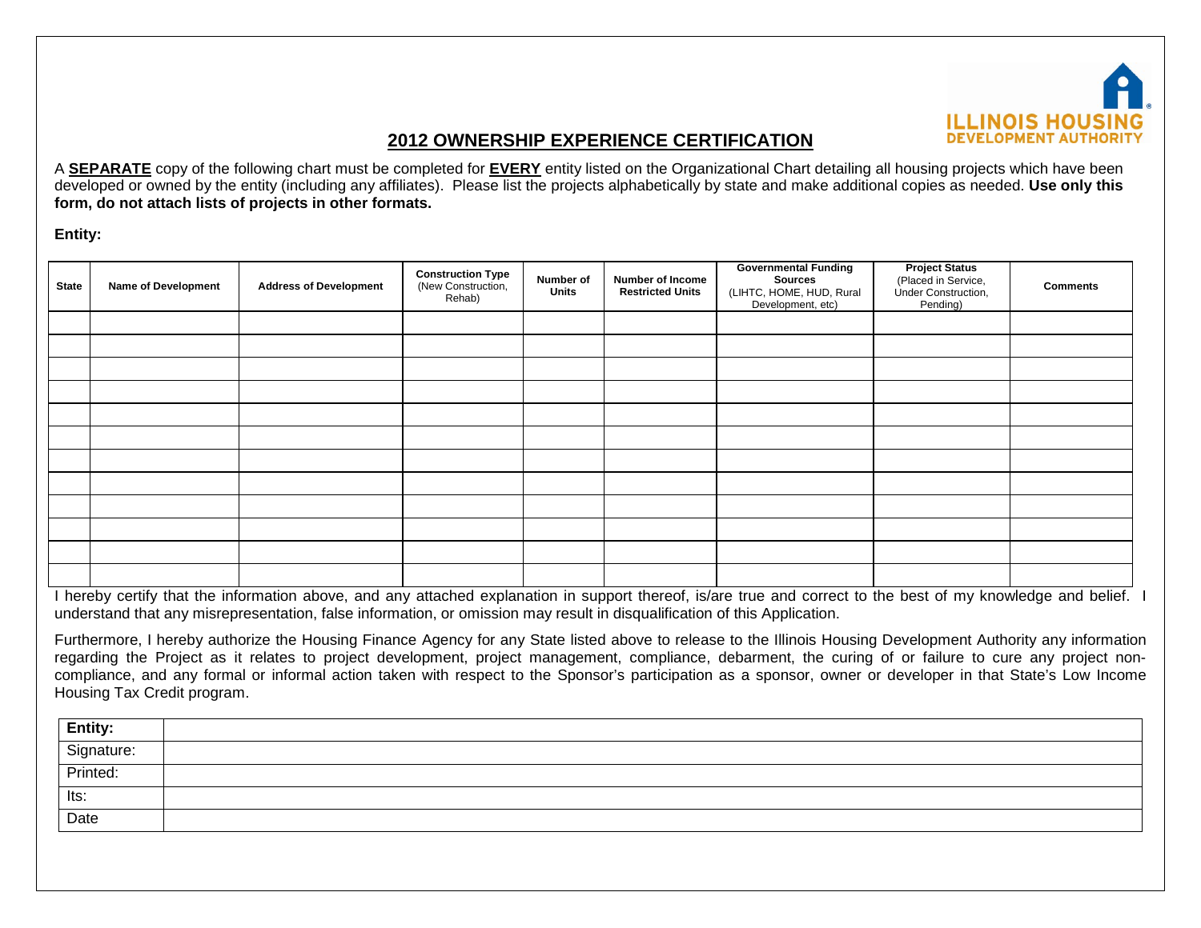## 2012 OWNERSHIP EXPERIENCE CERTIFICATION

A **SEPARATE** copy of the following chart must be completed for **EVERY** entity listed on the Organizational Chart detailing all housing projects which have been developed or owned by the entity (including any affiliates). Please list the projects alphabetically by state and make additional copies as needed. **Use only this form, do not attach lists of projects in other formats.**

**Entity:**

| State | Name of Development | Address of Development | Construction Type (New Construction, Rehab) | Number of Units | Number of Income Restricted Units | Governmental Funding Sources (LIHTC, HOME, HUD, Rural Development, etc) | Project Status (Placed in Service, Under Construction, Pending) | Comments |
|---|---|---|---|---|---|---|---|---|
| | | | | | | | | |
| | | | | | | | | |
| | | | | | | | | |
| | | | | | | | | |
| | | | | | | | | |
| | | | | | | | | |
| | | | | | | | | |
| | | | | | | | | |
| | | | | | | | | |
| | | | | | | | | |
| | | | | | | | | |
| | | | | | | | | |

I hereby certify that the information above, and any attached explanation in support thereof, is/are true and correct to the best of my knowledge and belief. I understand that any misrepresentation, false information, or omission may result in disqualification of this Application.

Furthermore, I hereby authorize the Housing Finance Agency for any State listed above to release to the Illinois Housing Development Authority any information regarding the Project as it relates to project development, project management, compliance, debarment, the curing of or failure to cure any project non-compliance, and any formal or informal action taken with respect to the Sponsor's participation as a sponsor, owner or developer in that State's Low Income Housing Tax Credit program.

| **Entity:** | |
|---|---|
| Signature: | |
| Printed: | |
| Its: | |
| Date | |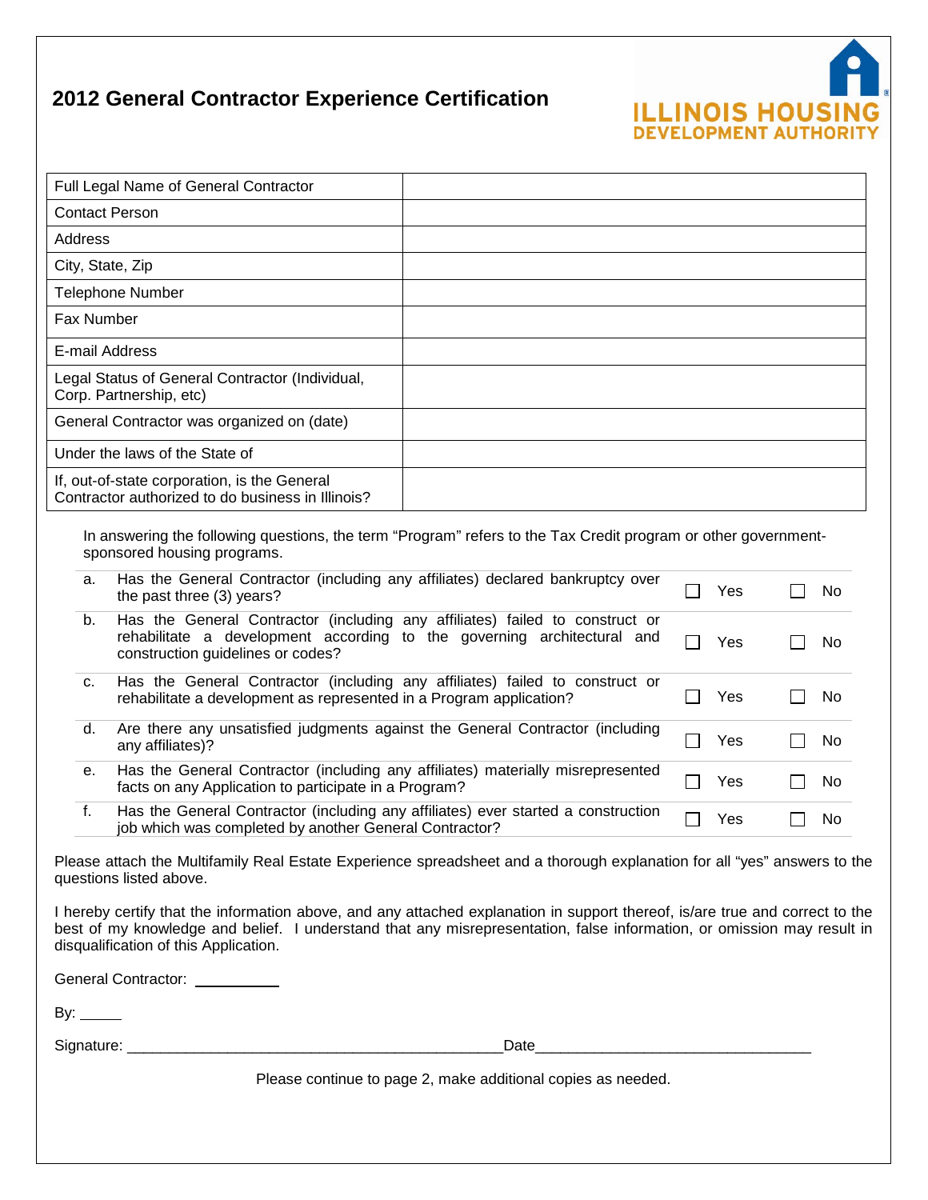# 2012 General Contractor Experience Certification

ILLINOIS HOUSING DEVELOPMENT AUTHORITY

| Full Legal Name of General Contractor | |
|---|---|
| Contact Person | |
| Address | |
| City, State, Zip | |
| Telephone Number | |
| Fax Number | |
| E-mail Address | |
| Legal Status of General Contractor (Individual, Corp. Partnership, etc) | |
| General Contractor was organized on (date) | |
| Under the laws of the State of | |
| If, out-of-state corporation, is the General Contractor authorized to do business in Illinois? | |

In answering the following questions, the term "Program" refers to the Tax Credit program or other government-sponsored housing programs.

| | | | |
|---|---|---|---|
| a. | Has the General Contractor (including any affiliates) declared bankruptcy over the past three (3) years? | ☐ Yes | ☐ No |
| b. | Has the General Contractor (including any affiliates) failed to construct or rehabilitate a development according to the governing architectural and construction guidelines or codes? | ☐ Yes | ☐ No |
| c. | Has the General Contractor (including any affiliates) failed to construct or rehabilitate a development as represented in a Program application? | ☐ Yes | ☐ No |
| d. | Are there any unsatisfied judgments against the General Contractor (including any affiliates)? | ☐ Yes | ☐ No |
| e. | Has the General Contractor (including any affiliates) materially misrepresented facts on any Application to participate in a Program? | ☐ Yes | ☐ No |
| f. | Has the General Contractor (including any affiliates) ever started a construction job which was completed by another General Contractor? | ☐ Yes | ☐ No |

Please attach the Multifamily Real Estate Experience spreadsheet and a thorough explanation for all "yes" answers to the questions listed above.

I hereby certify that the information above, and any attached explanation in support thereof, is/are true and correct to the best of my knowledge and belief. I understand that any misrepresentation, false information, or omission may result in disqualification of this Application.

General Contractor: __________

By: _____

Signature: ______________________________________________ Date_________________________________

Please continue to page 2, make additional copies as needed.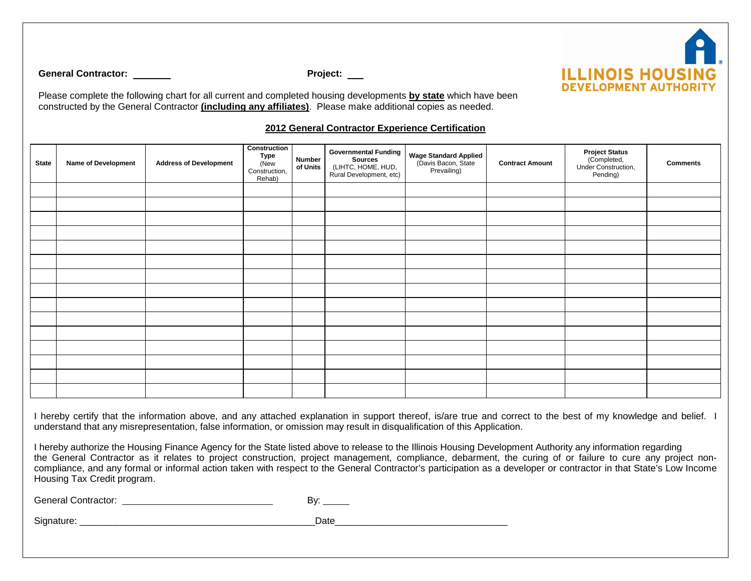ILLINOIS HOUSING DEVELOPMENT AUTHORITY

**General Contractor:** \_\_\_\_\_\_\_ **Project:** \_\_\_

Please complete the following chart for all current and completed housing developments **by state** which have been constructed by the General Contractor **(including any affiliates)**. Please make additional copies as needed.

## 2012 General Contractor Experience Certification

| State | Name of Development | Address of Development | Construction Type (New Construction, Rehab) | Number of Units | Governmental Funding Sources (LIHTC, HOME, HUD, Rural Development, etc) | Wage Standard Applied (Davis Bacon, State Prevailing) | Contract Amount | Project Status (Completed, Under Construction, Pending) | Comments |
|---|---|---|---|---|---|---|---|---|---|
| | | | | | | | | | |
| | | | | | | | | | |
| | | | | | | | | | |
| | | | | | | | | | |
| | | | | | | | | | |
| | | | | | | | | | |
| | | | | | | | | | |
| | | | | | | | | | |
| | | | | | | | | | |
| | | | | | | | | | |
| | | | | | | | | | |
| | | | | | | | | | |
| | | | | | | | | | |
| | | | | | | | | | |
| | | | | | | | | | |

I hereby certify that the information above, and any attached explanation in support thereof, is/are true and correct to the best of my knowledge and belief. I understand that any misrepresentation, false information, or omission may result in disqualification of this Application.

I hereby authorize the Housing Finance Agency for the State listed above to release to the Illinois Housing Development Authority any information regarding the General Contractor as it relates to project construction, project management, compliance, debarment, the curing of or failure to cure any project non-compliance, and any formal or informal action taken with respect to the General Contractor's participation as a developer or contractor in that State's Low Income Housing Tax Credit program.

General Contractor: \_\_\_\_\_\_\_\_\_\_\_\_\_\_\_\_\_\_\_\_\_\_\_\_\_\_\_\_ By: \_\_\_\_\_

Signature: \_\_\_\_\_\_\_\_\_\_\_\_\_\_\_\_\_\_\_\_\_\_\_\_\_\_\_\_\_\_\_\_\_\_\_\_\_\_\_\_\_\_\_\_\_Date\_\_\_\_\_\_\_\_\_\_\_\_\_\_\_\_\_\_\_\_\_\_\_\_\_\_\_\_\_\_\_\_\_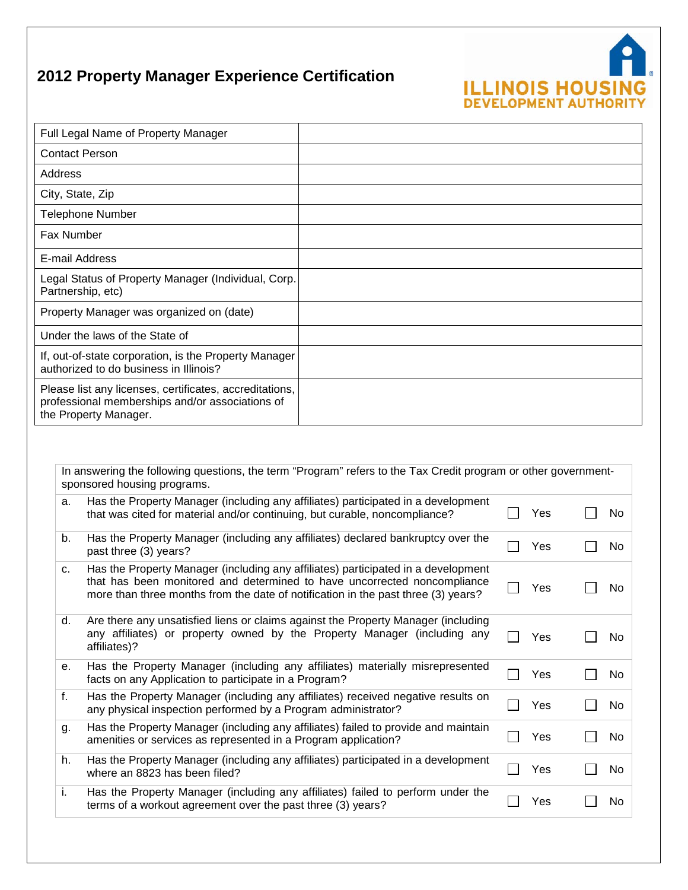# 2012 Property Manager Experience Certification

ILLINOIS HOUSING DEVELOPMENT AUTHORITY

| | |
|---|---|
| Full Legal Name of Property Manager | |
| Contact Person | |
| Address | |
| City, State, Zip | |
| Telephone Number | |
| Fax Number | |
| E-mail Address | |
| Legal Status of Property Manager (Individual, Corp. Partnership, etc) | |
| Property Manager was organized on (date) | |
| Under the laws of the State of | |
| If, out-of-state corporation, is the Property Manager authorized to do business in Illinois? | |
| Please list any licenses, certificates, accreditations, professional memberships and/or associations of the Property Manager. | |

In answering the following questions, the term "Program" refers to the Tax Credit program or other government-sponsored housing programs.

| | | | |
|---|---|---|---|
| a. | Has the Property Manager (including any affiliates) participated in a development that was cited for material and/or continuing, but curable, noncompliance? | ☐ Yes | ☐ No |
| b. | Has the Property Manager (including any affiliates) declared bankruptcy over the past three (3) years? | ☐ Yes | ☐ No |
| c. | Has the Property Manager (including any affiliates) participated in a development that has been monitored and determined to have uncorrected noncompliance more than three months from the date of notification in the past three (3) years? | ☐ Yes | ☐ No |
| d. | Are there any unsatisfied liens or claims against the Property Manager (including any affiliates) or property owned by the Property Manager (including any affiliates)? | ☐ Yes | ☐ No |
| e. | Has the Property Manager (including any affiliates) materially misrepresented facts on any Application to participate in a Program? | ☐ Yes | ☐ No |
| f. | Has the Property Manager (including any affiliates) received negative results on any physical inspection performed by a Program administrator? | ☐ Yes | ☐ No |
| g. | Has the Property Manager (including any affiliates) failed to provide and maintain amenities or services as represented in a Program application? | ☐ Yes | ☐ No |
| h. | Has the Property Manager (including any affiliates) participated in a development where an 8823 has been filed? | ☐ Yes | ☐ No |
| i. | Has the Property Manager (including any affiliates) failed to perform under the terms of a workout agreement over the past three (3) years? | ☐ Yes | ☐ No |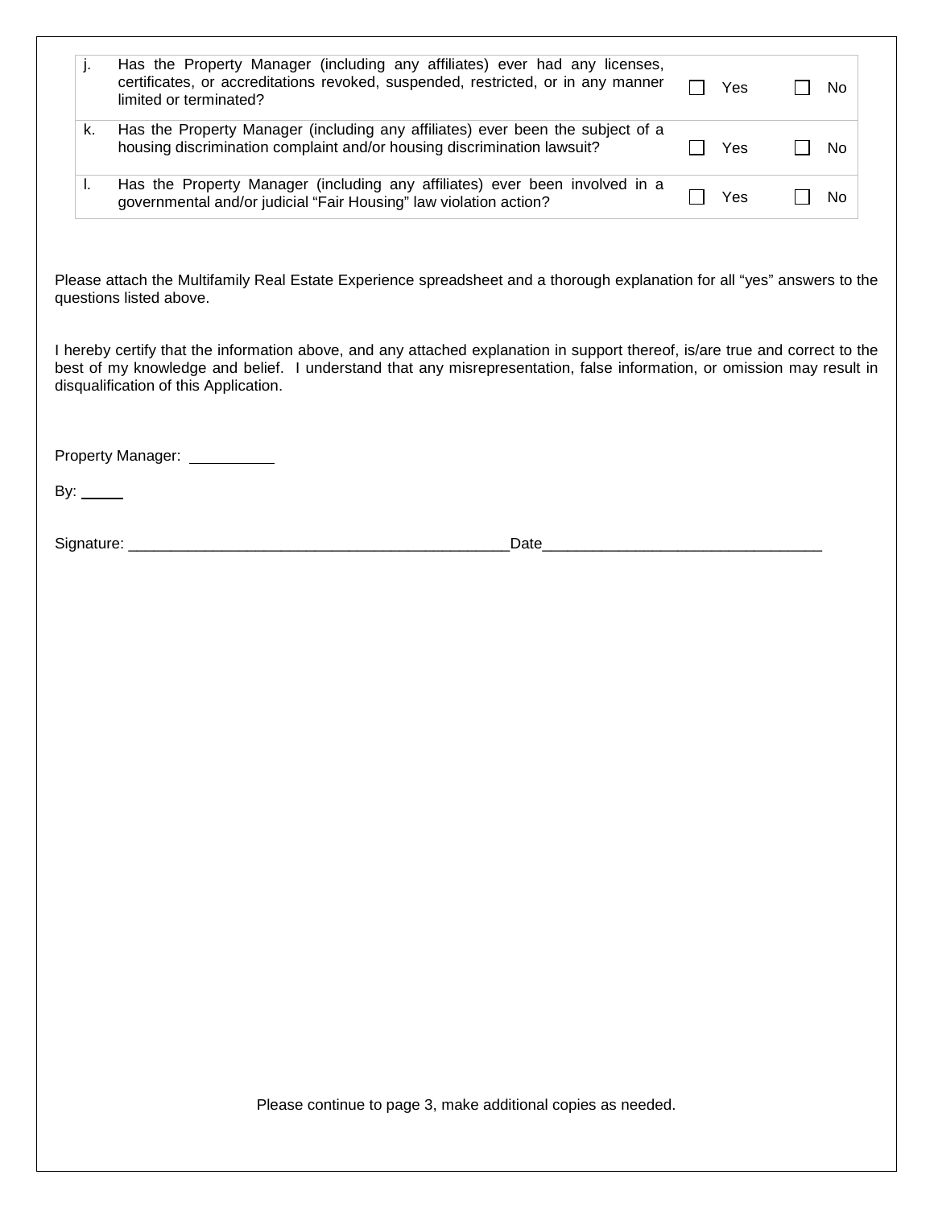| | | | |
|---|---|---|---|
| j. | Has the Property Manager (including any affiliates) ever had any licenses, certificates, or accreditations revoked, suspended, restricted, or in any manner limited or terminated? | ☐ Yes | ☐ No |
| k. | Has the Property Manager (including any affiliates) ever been the subject of a housing discrimination complaint and/or housing discrimination lawsuit? | ☐ Yes | ☐ No |
| l. | Has the Property Manager (including any affiliates) ever been involved in a governmental and/or judicial “Fair Housing” law violation action? | ☐ Yes | ☐ No |

Please attach the Multifamily Real Estate Experience spreadsheet and a thorough explanation for all “yes” answers to the questions listed above.

I hereby certify that the information above, and any attached explanation in support thereof, is/are true and correct to the best of my knowledge and belief. I understand that any misrepresentation, false information, or omission may result in disqualification of this Application.

Property Manager: __________

By: _____

Signature: ____________________________________________Date________________________________

Please continue to page 3, make additional copies as needed.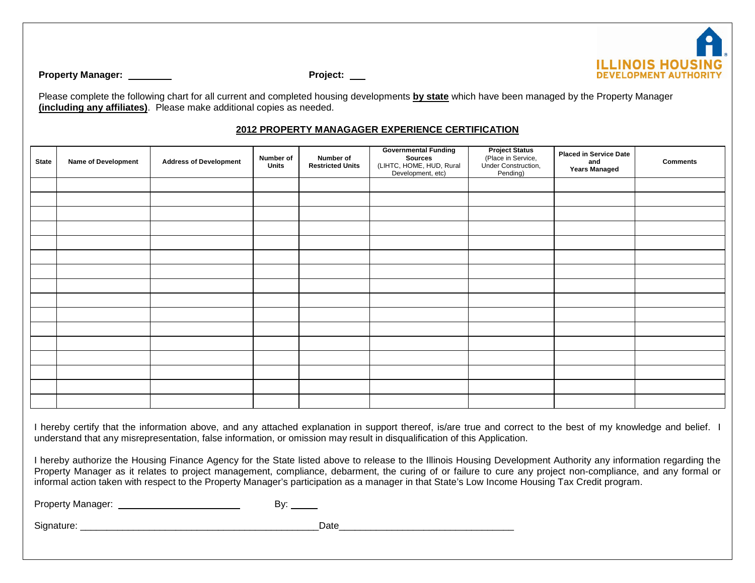ILLINOIS HOUSING DEVELOPMENT AUTHORITY

**Property Manager:** ________ **Project:** ___

Please complete the following chart for all current and completed housing developments **by state** which have been managed by the Property Manager **(including any affiliates)**. Please make additional copies as needed.

## 2012 PROPERTY MANAGAGER EXPERIENCE CERTIFICATION

| State | Name of Development | Address of Development | Number of Units | Number of Restricted Units | Governmental Funding Sources (LIHTC, HOME, HUD, Rural Development, etc) | Project Status (Place in Service, Under Construction, Pending) | Placed in Service Date and Years Managed | Comments |
|---|---|---|---|---|---|---|---|---|
| | | | | | | | | |
| | | | | | | | | |
| | | | | | | | | |
| | | | | | | | | |
| | | | | | | | | |
| | | | | | | | | |
| | | | | | | | | |
| | | | | | | | | |
| | | | | | | | | |
| | | | | | | | | |
| | | | | | | | | |
| | | | | | | | | |
| | | | | | | | | |
| | | | | | | | | |
| | | | | | | | | |
| | | | | | | | | |

I hereby certify that the information above, and any attached explanation in support thereof, is/are true and correct to the best of my knowledge and belief. I understand that any misrepresentation, false information, or omission may result in disqualification of this Application.

I hereby authorize the Housing Finance Agency for the State listed above to release to the Illinois Housing Development Authority any information regarding the Property Manager as it relates to project management, compliance, debarment, the curing of or failure to cure any project non-compliance, and any formal or informal action taken with respect to the Property Manager's participation as a manager in that State's Low Income Housing Tax Credit program.

Property Manager: ________________________ By: _____

Signature: _______________________________________________Date_________________________________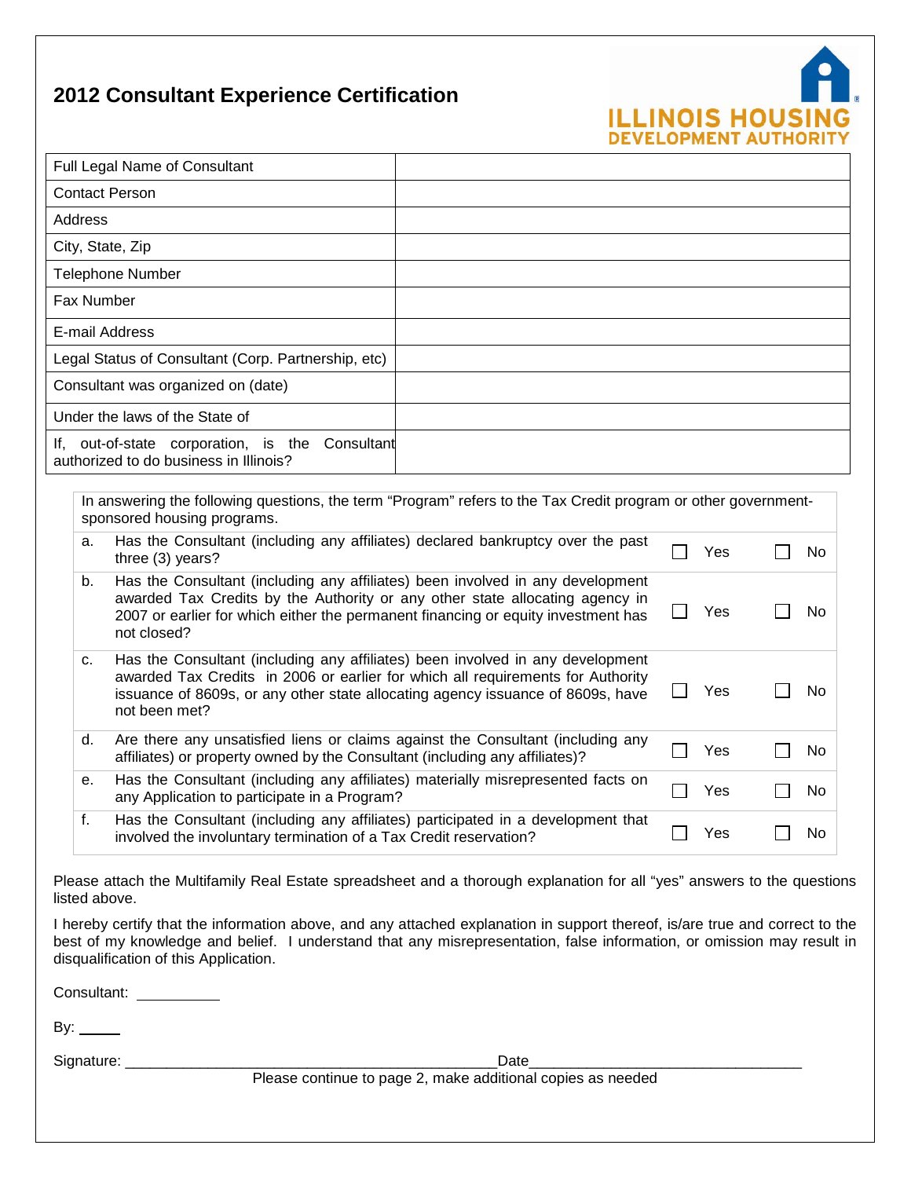# 2012 Consultant Experience Certification

ILLINOIS HOUSING DEVELOPMENT AUTHORITY

| Full Legal Name of Consultant | |
|---|---|
| Contact Person | |
| Address | |
| City, State, Zip | |
| Telephone Number | |
| Fax Number | |
| E-mail Address | |
| Legal Status of Consultant (Corp. Partnership, etc) | |
| Consultant was organized on (date) | |
| Under the laws of the State of | |
| If, out-of-state corporation, is the Consultant authorized to do business in Illinois? | |

In answering the following questions, the term "Program" refers to the Tax Credit program or other government-sponsored housing programs.

| | Question | Yes | No |
|---|---|---|---|
| a. | Has the Consultant (including any affiliates) declared bankruptcy over the past three (3) years? | ☐ Yes | ☐ No |
| b. | Has the Consultant (including any affiliates) been involved in any development awarded Tax Credits by the Authority or any other state allocating agency in 2007 or earlier for which either the permanent financing or equity investment has not closed? | ☐ Yes | ☐ No |
| c. | Has the Consultant (including any affiliates) been involved in any development awarded Tax Credits in 2006 or earlier for which all requirements for Authority issuance of 8609s, or any other state allocating agency issuance of 8609s, have not been met? | ☐ Yes | ☐ No |
| d. | Are there any unsatisfied liens or claims against the Consultant (including any affiliates) or property owned by the Consultant (including any affiliates)? | ☐ Yes | ☐ No |
| e. | Has the Consultant (including any affiliates) materially misrepresented facts on any Application to participate in a Program? | ☐ Yes | ☐ No |
| f. | Has the Consultant (including any affiliates) participated in a development that involved the involuntary termination of a Tax Credit reservation? | ☐ Yes | ☐ No |

Please attach the Multifamily Real Estate spreadsheet and a thorough explanation for all "yes" answers to the questions listed above.

I hereby certify that the information above, and any attached explanation in support thereof, is/are true and correct to the best of my knowledge and belief. I understand that any misrepresentation, false information, or omission may result in disqualification of this Application.

Consultant: __________

By: _____

Signature: ______________________________________________ Date________________________________

Please continue to page 2, make additional copies as needed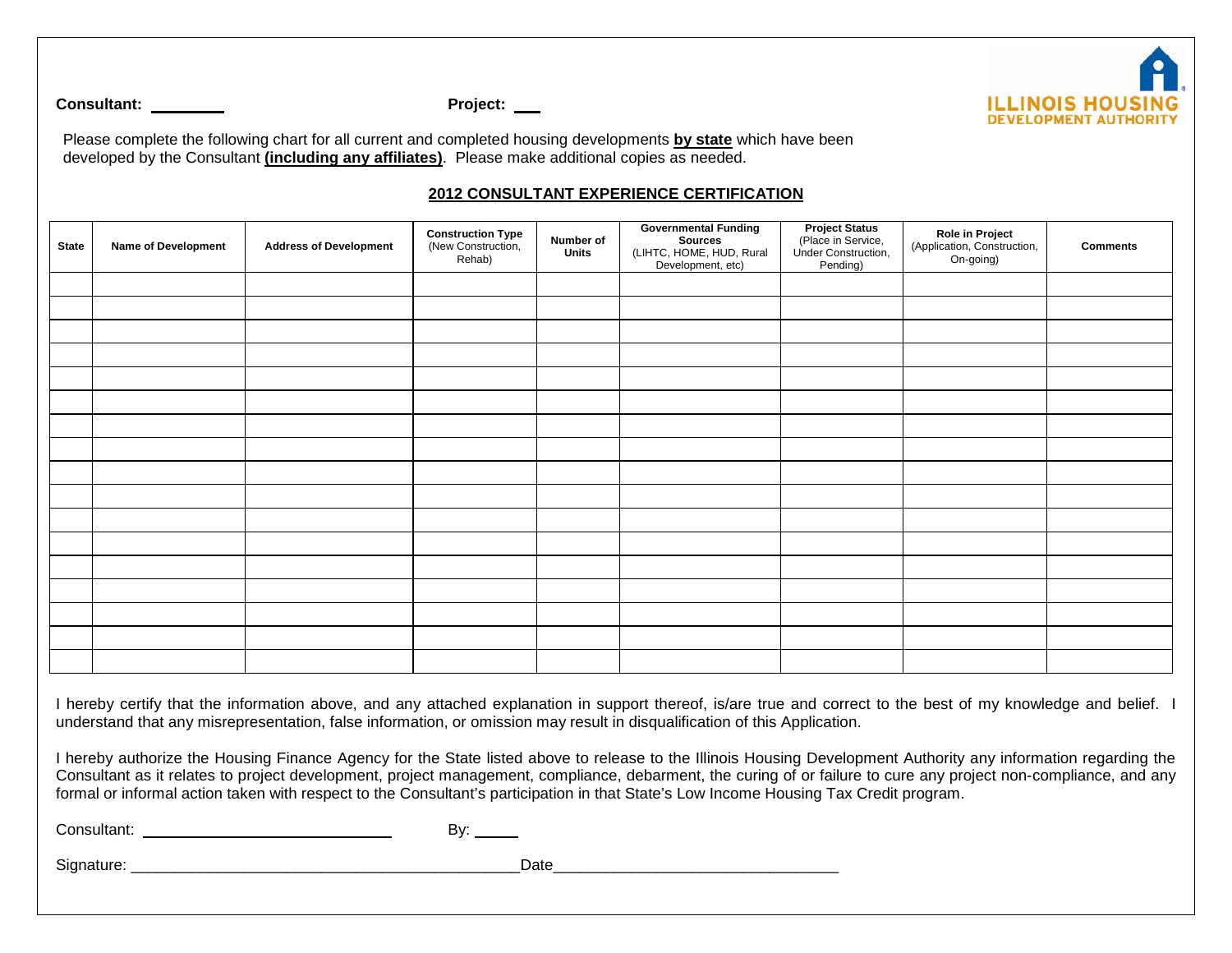ILLINOIS HOUSING DEVELOPMENT AUTHORITY

**Consultant:** ________ **Project:** ___

Please complete the following chart for all current and completed housing developments **by state** which have been developed by the Consultant **(including any affiliates)**. Please make additional copies as needed.

## 2012 CONSULTANT EXPERIENCE CERTIFICATION

| State | Name of Development | Address of Development | Construction Type (New Construction, Rehab) | Number of Units | Governmental Funding Sources (LIHTC, HOME, HUD, Rural Development, etc) | Project Status (Place in Service, Under Construction, Pending) | Role in Project (Application, Construction, On-going) | Comments |
|---|---|---|---|---|---|---|---|---|
| | | | | | | | | |
| | | | | | | | | |
| | | | | | | | | |
| | | | | | | | | |
| | | | | | | | | |
| | | | | | | | | |
| | | | | | | | | |
| | | | | | | | | |
| | | | | | | | | |
| | | | | | | | | |
| | | | | | | | | |
| | | | | | | | | |
| | | | | | | | | |
| | | | | | | | | |
| | | | | | | | | |
| | | | | | | | | |
| | | | | | | | | |

I hereby certify that the information above, and any attached explanation in support thereof, is/are true and correct to the best of my knowledge and belief. I understand that any misrepresentation, false information, or omission may result in disqualification of this Application.

I hereby authorize the Housing Finance Agency for the State listed above to release to the Illinois Housing Development Authority any information regarding the Consultant as it relates to project development, project management, compliance, debarment, the curing of or failure to cure any project non-compliance, and any formal or informal action taken with respect to the Consultant's participation in that State's Low Income Housing Tax Credit program.

Consultant: ______________________________ By: _____

Signature: _____________________________________________Date________________________________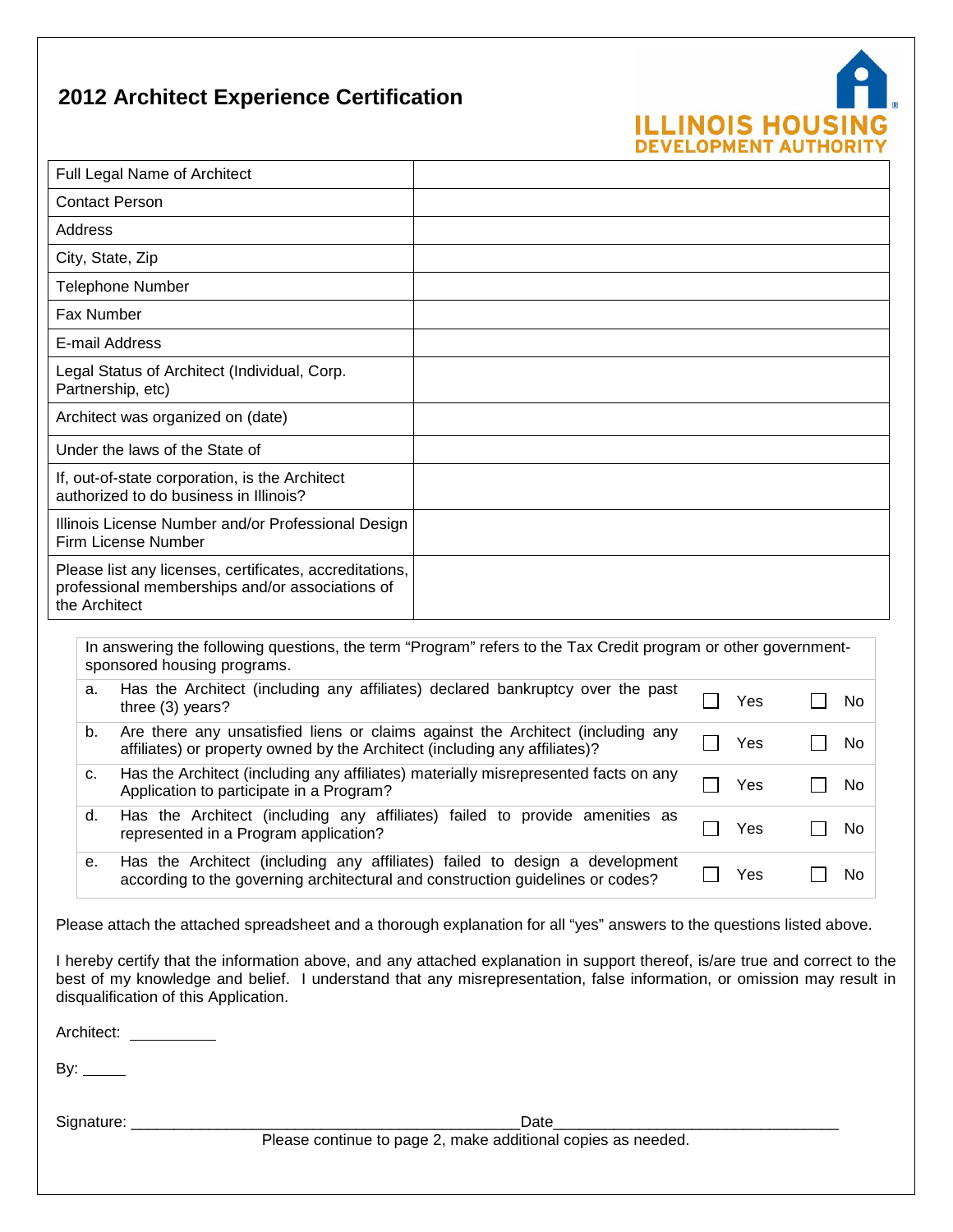## 2012 Architect Experience Certification

ILLINOIS HOUSING DEVELOPMENT AUTHORITY

| Field | Response |
|---|---|
| Full Legal Name of Architect | |
| Contact Person | |
| Address | |
| City, State, Zip | |
| Telephone Number | |
| Fax Number | |
| E-mail Address | |
| Legal Status of Architect (Individual, Corp. Partnership, etc) | |
| Architect was organized on (date) | |
| Under the laws of the State of | |
| If, out-of-state corporation, is the Architect authorized to do business in Illinois? | |
| Illinois License Number and/or Professional Design Firm License Number | |
| Please list any licenses, certificates, accreditations, professional memberships and/or associations of the Architect | |

In answering the following questions, the term "Program" refers to the Tax Credit program or other government-sponsored housing programs.

| | Question | Yes | No |
|---|---|---|---|
| a. | Has the Architect (including any affiliates) declared bankruptcy over the past three (3) years? | ☐ Yes | ☐ No |
| b. | Are there any unsatisfied liens or claims against the Architect (including any affiliates) or property owned by the Architect (including any affiliates)? | ☐ Yes | ☐ No |
| c. | Has the Architect (including any affiliates) materially misrepresented facts on any Application to participate in a Program? | ☐ Yes | ☐ No |
| d. | Has the Architect (including any affiliates) failed to provide amenities as represented in a Program application? | ☐ Yes | ☐ No |
| e. | Has the Architect (including any affiliates) failed to design a development according to the governing architectural and construction guidelines or codes? | ☐ Yes | ☐ No |

Please attach the attached spreadsheet and a thorough explanation for all "yes" answers to the questions listed above.

I hereby certify that the information above, and any attached explanation in support thereof, is/are true and correct to the best of my knowledge and belief. I understand that any misrepresentation, false information, or omission may result in disqualification of this Application.

Architect: __________

By: _____

Signature: _______________________________________________ Date_________________________________

Please continue to page 2, make additional copies as needed.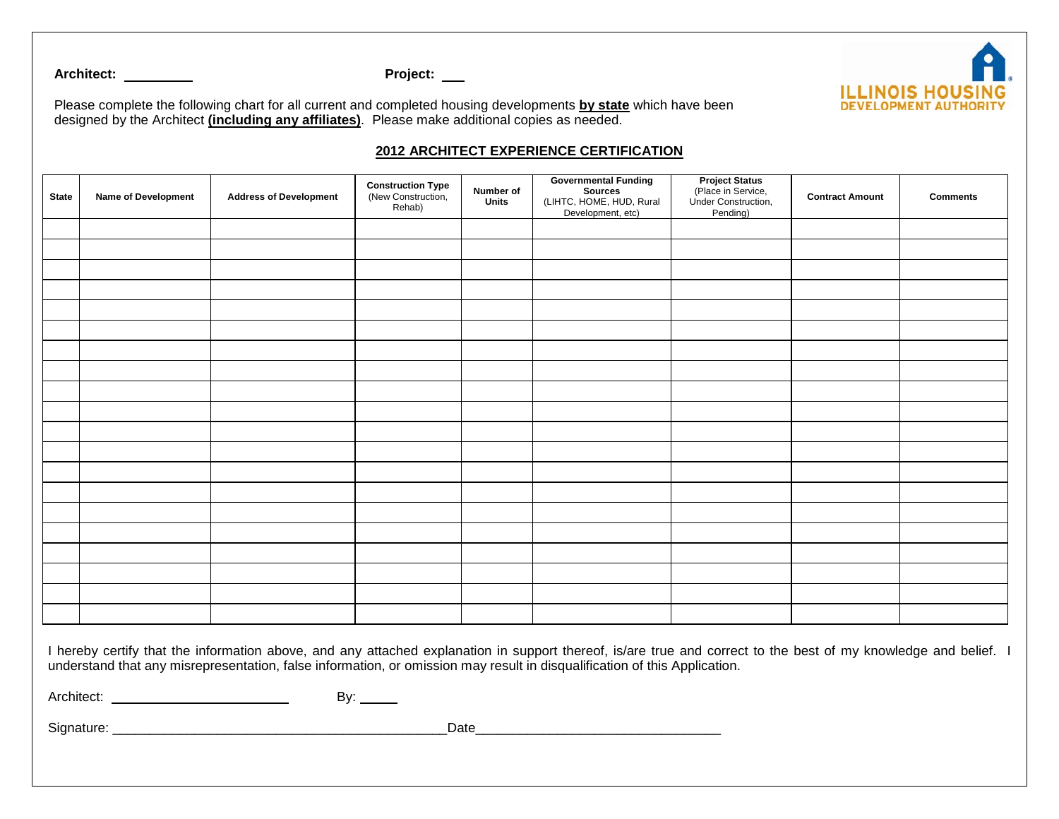**Architect:** \_\_\_\_\_\_\_\_\_ **Project:** \_\_\_

ILLINOIS HOUSING DEVELOPMENT AUTHORITY

Please complete the following chart for all current and completed housing developments **by state** which have been designed by the Architect **(including any affiliates)**. Please make additional copies as needed.

## 2012 ARCHITECT EXPERIENCE CERTIFICATION

| State | Name of Development | Address of Development | **Construction Type** (New Construction, Rehab) | Number of Units | **Governmental Funding Sources** (LIHTC, HOME, HUD, Rural Development, etc) | **Project Status** (Place in Service, Under Construction, Pending) | Contract Amount | Comments |
|---|---|---|---|---|---|---|---|---|
| | | | | | | | | |
| | | | | | | | | |
| | | | | | | | | |
| | | | | | | | | |
| | | | | | | | | |
| | | | | | | | | |
| | | | | | | | | |
| | | | | | | | | |
| | | | | | | | | |
| | | | | | | | | |
| | | | | | | | | |
| | | | | | | | | |
| | | | | | | | | |
| | | | | | | | | |
| | | | | | | | | |
| | | | | | | | | |
| | | | | | | | | |
| | | | | | | | | |
| | | | | | | | | |
| | | | | | | | | |

I hereby certify that the information above, and any attached explanation in support thereof, is/are true and correct to the best of my knowledge and belief. I understand that any misrepresentation, false information, or omission may result in disqualification of this Application.

Architect: \_\_\_\_\_\_\_\_\_\_\_\_\_\_\_\_\_\_\_\_\_\_\_\_\_ By: \_\_\_\_\_

Signature: \_\_\_\_\_\_\_\_\_\_\_\_\_\_\_\_\_\_\_\_\_\_\_\_\_\_\_\_\_\_\_\_\_\_\_\_\_\_\_\_\_\_\_\_\_\_Date\_\_\_\_\_\_\_\_\_\_\_\_\_\_\_\_\_\_\_\_\_\_\_\_\_\_\_\_\_\_\_\_\_\_